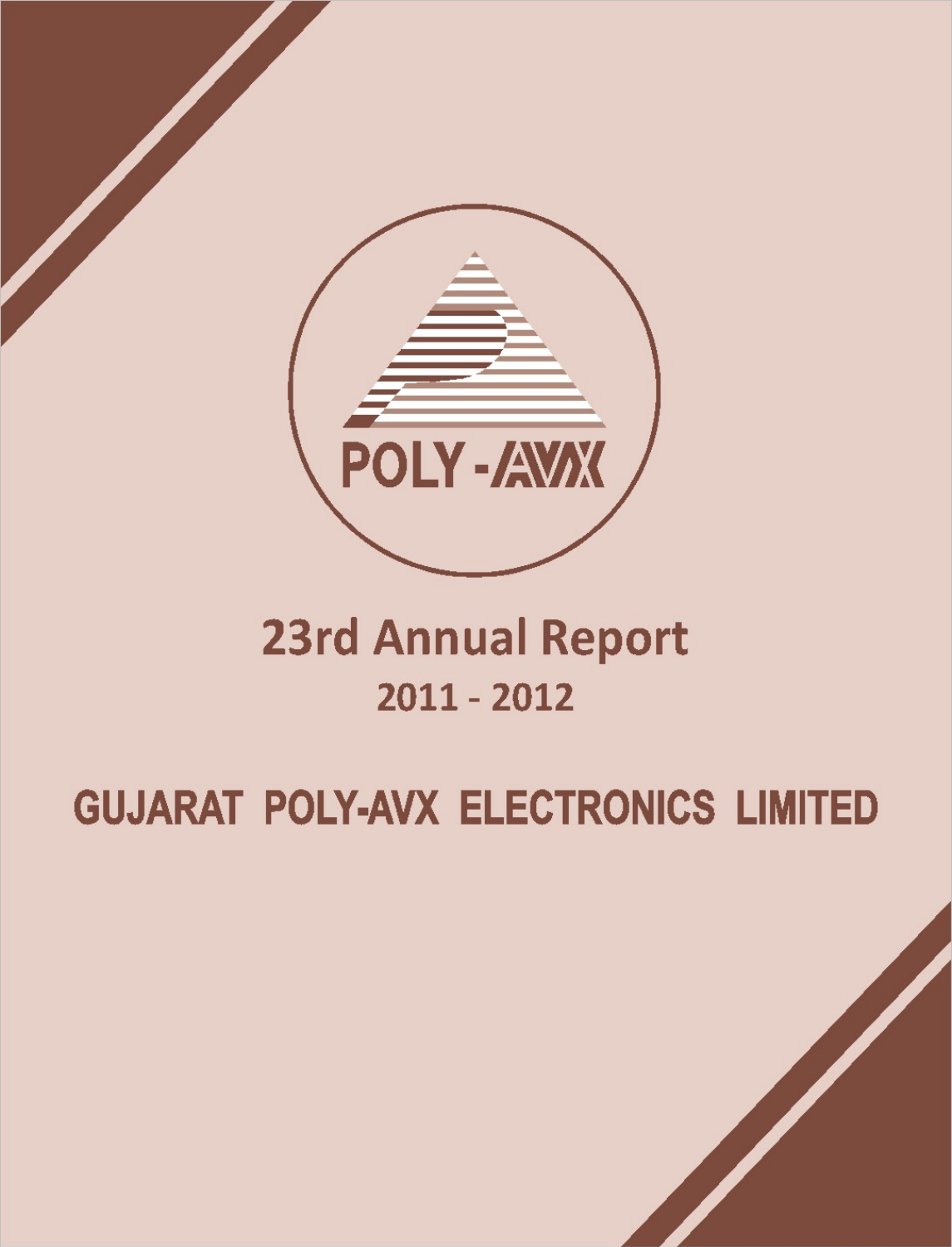POLY - AVX

# 23rd Annual Report

## 2011 - 2012

# GUJARAT POLY-AVX ELECTRONICS LIMITED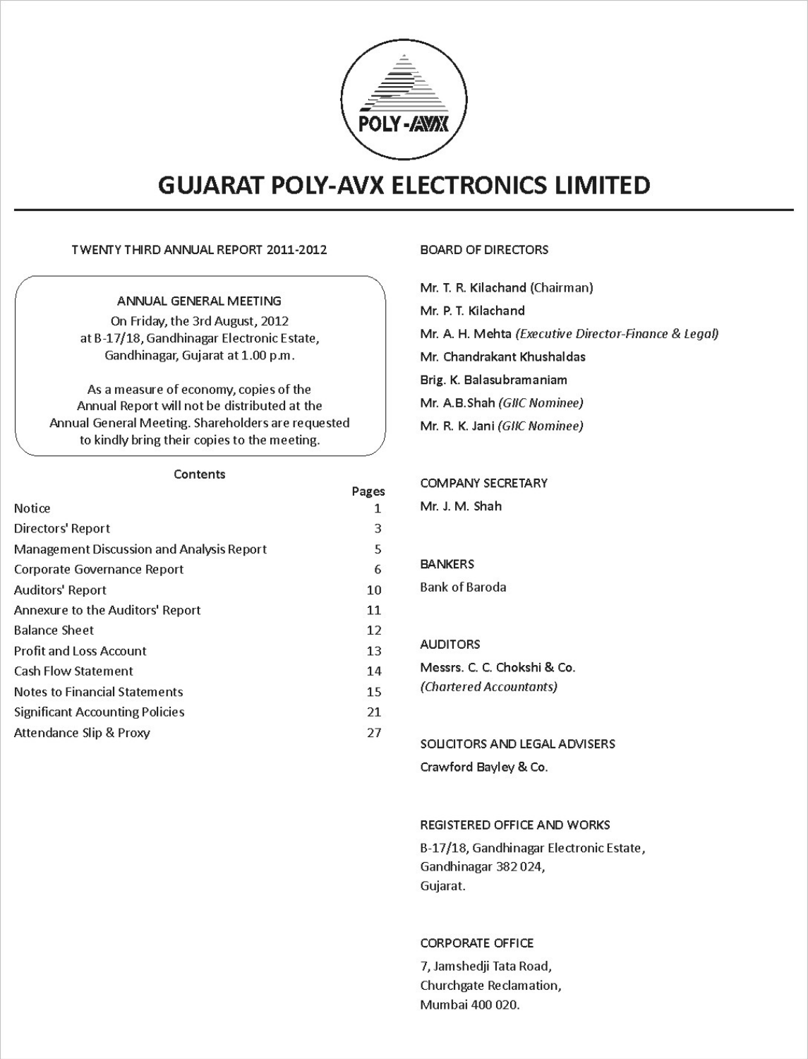# GUJARAT POLY-AVX ELECTRONICS LIMITED

TWENTY THIRD ANNUAL REPORT 2011-2012

**ANNUAL GENERAL MEETING**

On Friday, the 3rd August, 2012
at B-17/18, Gandhinagar Electronic Estate,
Gandhinagar, Gujarat at 1.00 p.m.

As a measure of economy, copies of the Annual Report will not be distributed at the Annual General Meeting. Shareholders are requested to kindly bring their copies to the meeting.

## Contents

| | Pages |
|---|---|
| Notice | 1 |
| Directors' Report | 3 |
| Management Discussion and Analysis Report | 5 |
| Corporate Governance Report | 6 |
| Auditors' Report | 10 |
| Annexure to the Auditors' Report | 11 |
| Balance Sheet | 12 |
| Profit and Loss Account | 13 |
| Cash Flow Statement | 14 |
| Notes to Financial Statements | 15 |
| Significant Accounting Policies | 21 |
| Attendance Slip & Proxy | 27 |

## BOARD OF DIRECTORS

Mr. T. R. Kilachand (Chairman)

Mr. P. T. Kilachand

Mr. A. H. Mehta *(Executive Director-Finance & Legal)*

Mr. Chandrakant Khushaldas

Brig. K. Balasubramaniam

Mr. A.B.Shah *(GIIC Nominee)*

Mr. R. K. Jani *(GIIC Nominee)*

## COMPANY SECRETARY

Mr. J. M. Shah

## BANKERS

Bank of Baroda

## AUDITORS

Messrs. C. C. Chokshi & Co.
*(Chartered Accountants)*

## SOLICITORS AND LEGAL ADVISERS

Crawford Bayley & Co.

## REGISTERED OFFICE AND WORKS

B-17/18, Gandhinagar Electronic Estate,
Gandhinagar 382 024,
Gujarat.

## CORPORATE OFFICE

7, Jamshedji Tata Road,
Churchgate Reclamation,
Mumbai 400 020.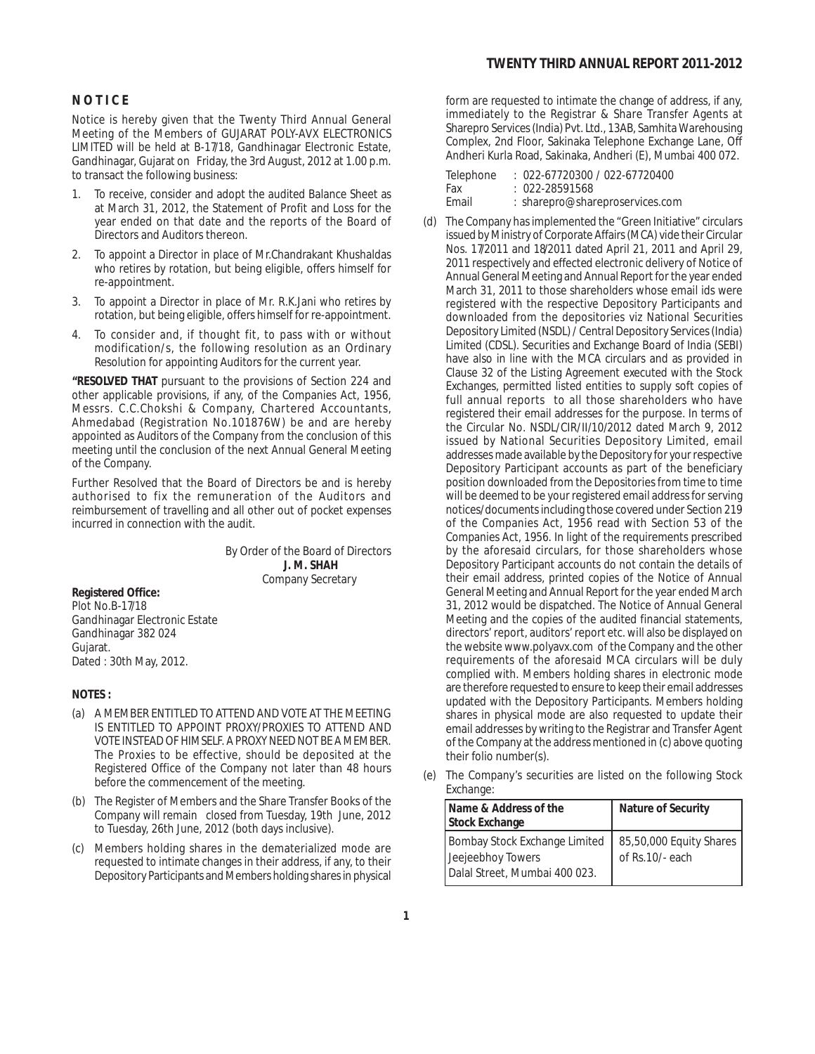# NOTICE

Notice is hereby given that the Twenty Third Annual General Meeting of the Members of GUJARAT POLY-AVX ELECTRONICS LIMITED will be held at B-17/18, Gandhinagar Electronic Estate, Gandhinagar, Gujarat on Friday, the 3rd August, 2012 at 1.00 p.m. to transact the following business:

1. To receive, consider and adopt the audited Balance Sheet as at March 31, 2012, the Statement of Profit and Loss for the year ended on that date and the reports of the Board of Directors and Auditors thereon.
2. To appoint a Director in place of Mr.Chandrakant Khushaldas who retires by rotation, but being eligible, offers himself for re-appointment.
3. To appoint a Director in place of Mr. R.K.Jani who retires by rotation, but being eligible, offers himself for re-appointment.
4. To consider and, if thought fit, to pass with or without modification/s, the following resolution as an Ordinary Resolution for appointing Auditors for the current year.

**"RESOLVED THAT** pursuant to the provisions of Section 224 and other applicable provisions, if any, of the Companies Act, 1956, Messrs. C.C.Chokshi & Company, Chartered Accountants, Ahmedabad (Registration No.101876W) be and are hereby appointed as Auditors of the Company from the conclusion of this meeting until the conclusion of the next Annual General Meeting of the Company.

Further Resolved that the Board of Directors be and is hereby authorised to fix the remuneration of the Auditors and reimbursement of travelling and all other out of pocket expenses incurred in connection with the audit.

By Order of the Board of Directors
**J. M. SHAH**
Company Secretary

**Registered Office:**
Plot No.B-17/18
Gandhinagar Electronic Estate
Gandhinagar 382 024
Gujarat.
Dated : 30th May, 2012.

**NOTES :**

(a) A MEMBER ENTITLED TO ATTEND AND VOTE AT THE MEETING IS ENTITLED TO APPOINT PROXY/PROXIES TO ATTEND AND VOTE INSTEAD OF HIMSELF. A PROXY NEED NOT BE A MEMBER. The Proxies to be effective, should be deposited at the Registered Office of the Company not later than 48 hours before the commencement of the meeting.

(b) The Register of Members and the Share Transfer Books of the Company will remain closed from Tuesday, 19th June, 2012 to Tuesday, 26th June, 2012 (both days inclusive).

(c) Members holding shares in the dematerialized mode are requested to intimate changes in their address, if any, to their Depository Participants and Members holding shares in physical form are requested to intimate the change of address, if any, immediately to the Registrar & Share Transfer Agents at Sharepro Services (India) Pvt. Ltd., 13AB, Samhita Warehousing Complex, 2nd Floor, Sakinaka Telephone Exchange Lane, Off Andheri Kurla Road, Sakinaka, Andheri (E), Mumbai 400 072.

Telephone : 022-67720300 / 022-67720400
Fax : 022-28591568
Email : sharepro@shareproservices.com

(d) The Company has implemented the "Green Initiative" circulars issued by Ministry of Corporate Affairs (MCA) vide their Circular Nos. 17/2011 and 18/2011 dated April 21, 2011 and April 29, 2011 respectively and effected electronic delivery of Notice of Annual General Meeting and Annual Report for the year ended March 31, 2011 to those shareholders whose email ids were registered with the respective Depository Participants and downloaded from the depositories viz National Securities Depository Limited (NSDL) / Central Depository Services (India) Limited (CDSL). Securities and Exchange Board of India (SEBI) have also in line with the MCA circulars and as provided in Clause 32 of the Listing Agreement executed with the Stock Exchanges, permitted listed entities to supply soft copies of full annual reports to all those shareholders who have registered their email addresses for the purpose. In terms of the Circular No. NSDL/CIR/II/10/2012 dated March 9, 2012 issued by National Securities Depository Limited, email addresses made available by the Depository for your respective Depository Participant accounts as part of the beneficiary position downloaded from the Depositories from time to time will be deemed to be your registered email address for serving notices/documents including those covered under Section 219 of the Companies Act, 1956 read with Section 53 of the Companies Act, 1956. In light of the requirements prescribed by the aforesaid circulars, for those shareholders whose Depository Participant accounts do not contain the details of their email address, printed copies of the Notice of Annual General Meeting and Annual Report for the year ended March 31, 2012 would be dispatched. The Notice of Annual General Meeting and the copies of the audited financial statements, directors' report, auditors' report etc. will also be displayed on the website www.polyavx.com of the Company and the other requirements of the aforesaid MCA circulars will be duly complied with. Members holding shares in electronic mode are therefore requested to ensure to keep their email addresses updated with the Depository Participants. Members holding shares in physical mode are also requested to update their email addresses by writing to the Registrar and Transfer Agent of the Company at the address mentioned in (c) above quoting their folio number(s).

(e) The Company's securities are listed on the following Stock Exchange:

| Name & Address of the Stock Exchange | Nature of Security |
|---|---|
| Bombay Stock Exchange Limited<br>Jeejeebhoy Towers<br>Dalal Street, Mumbai 400 023. | 85,50,000 Equity Shares of Rs.10/- each |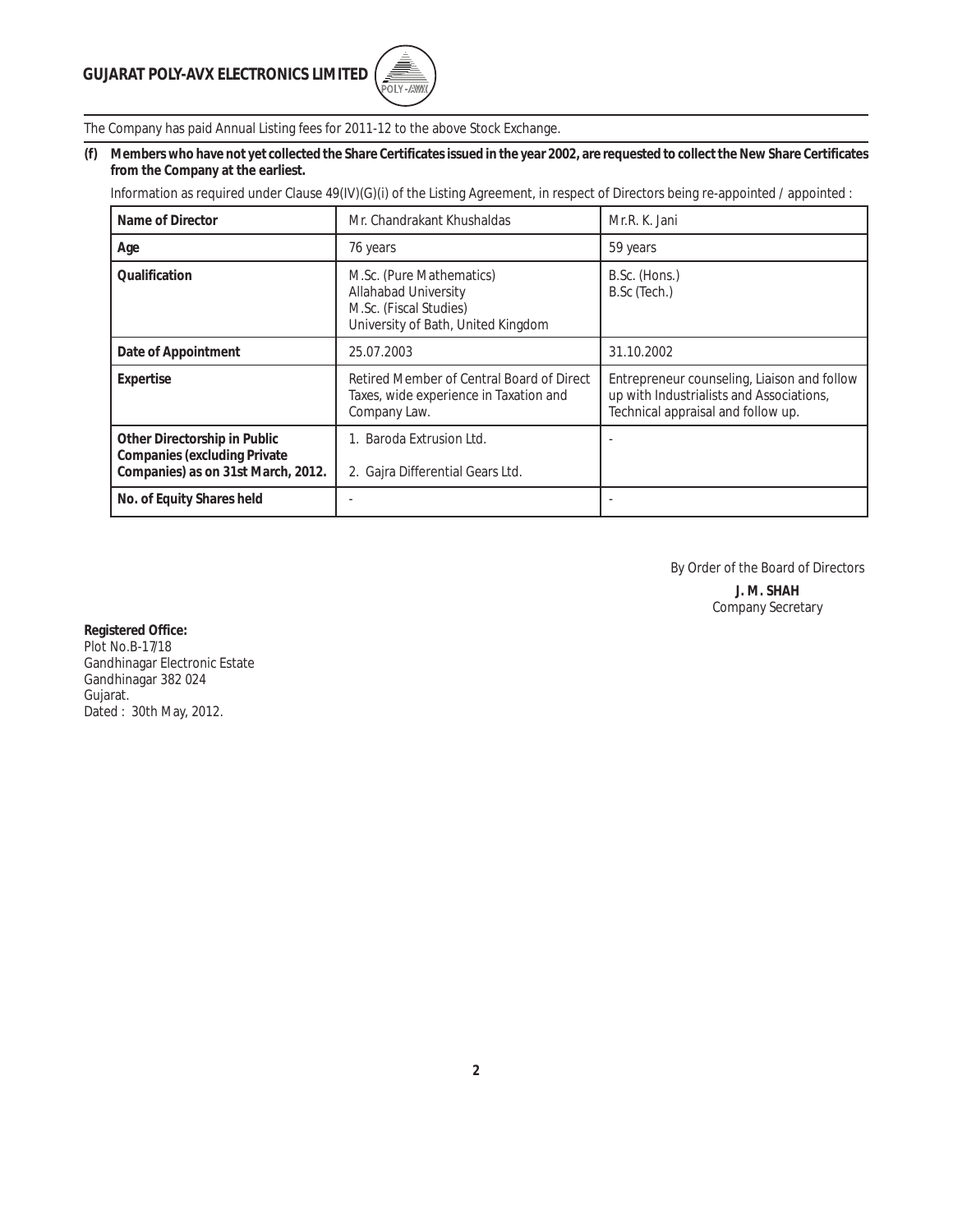The Company has paid Annual Listing fees for 2011-12 to the above Stock Exchange.

**(f) Members who have not yet collected the Share Certificates issued in the year 2002, are requested to collect the New Share Certificates from the Company at the earliest.**

Information as required under Clause 49(IV)(G)(i) of the Listing Agreement, in respect of Directors being re-appointed / appointed :

| **Name of Director** | Mr. Chandrakant Khushaldas | Mr.R. K. Jani |
|---|---|---|
| **Age** | 76 years | 59 years |
| **Qualification** | M.Sc. (Pure Mathematics) Allahabad University M.Sc. (Fiscal Studies) University of Bath, United Kingdom | B.Sc. (Hons.) B.Sc (Tech.) |
| **Date of Appointment** | 25.07.2003 | 31.10.2002 |
| **Expertise** | Retired Member of Central Board of Direct Taxes, wide experience in Taxation and Company Law. | Entrepreneur counseling, Liaison and follow up with Industrialists and Associations, Technical appraisal and follow up. |
| **Other Directorship in Public Companies (excluding Private Companies) as on 31st March, 2012.** | 1. Baroda Extrusion Ltd. 2. Gajra Differential Gears Ltd. | - |
| **No. of Equity Shares held** | - | - |

By Order of the Board of Directors

**J. M. SHAH**
Company Secretary

**Registered Office:**
Plot No.B-17/18
Gandhinagar Electronic Estate
Gandhinagar 382 024
Gujarat.
Dated : 30th May, 2012.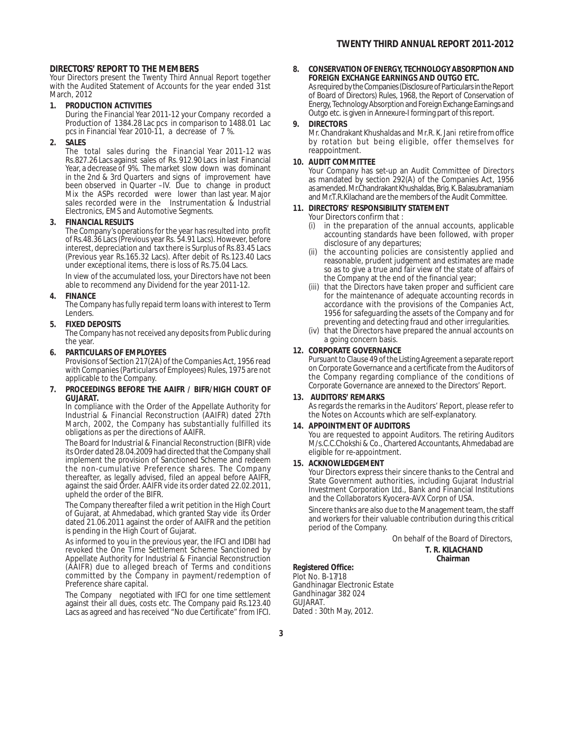## DIRECTORS' REPORT TO THE MEMBERS

Your Directors present the Twenty Third Annual Report together with the Audited Statement of Accounts for the year ended 31st March, 2012

**1. PRODUCTION ACTIVITIES**

During the Financial Year 2011-12 your Company recorded a Production of 1384.28 Lac pcs in comparison to 1488.01 Lac pcs in Financial Year 2010-11, a decrease of 7 %.

**2. SALES**

The total sales during the Financial Year 2011-12 was Rs.827.26 Lacs against sales of Rs. 912.90 Lacs in last Financial Year, a decrease of 9%. The market slow down was dominant in the 2nd & 3rd Quarters and signs of improvement have been observed in Quarter –IV. Due to change in product Mix the ASPs recorded were lower than last year. Major sales recorded were in the Instrumentation & Industrial Electronics, EMS and Automotive Segments.

**3. FINANCIAL RESULTS**

The Company's operations for the year has resulted into profit of Rs.48.36 Lacs (Previous year Rs. 54.91 Lacs). However, before interest, depreciation and tax there is Surplus of Rs.83.45 Lacs (Previous year Rs.165.32 Lacs). After debit of Rs.123.40 Lacs under exceptional items, there is loss of Rs.75.04 Lacs.

In view of the accumulated loss, your Directors have not been able to recommend any Dividend for the year 2011-12.

**4. FINANCE**

The Company has fully repaid term loans with interest to Term Lenders.

**5. FIXED DEPOSITS**

The Company has not received any deposits from Public during the year.

**6. PARTICULARS OF EMPLOYEES**

Provisions of Section 217(2A) of the Companies Act, 1956 read with Companies (Particulars of Employees) Rules, 1975 are not applicable to the Company.

**7. PROCEEDINGS BEFORE THE AAIFR / BIFR/HIGH COURT OF GUJARAT.**

In compliance with the Order of the Appellate Authority for Industrial & Financial Reconstruction (AAIFR) dated 27th March, 2002, the Company has substantially fulfilled its obligations as per the directions of AAIFR.

The Board for Industrial & Financial Reconstruction (BIFR) vide its Order dated 28.04.2009 had directed that the Company shall implement the provision of Sanctioned Scheme and redeem the non-cumulative Preference shares. The Company thereafter, as legally advised, filed an appeal before AAIFR, against the said Order. AAIFR vide its order dated 22.02.2011, upheld the order of the BIFR.

The Company thereafter filed a writ petition in the High Court of Gujarat, at Ahmedabad, which granted Stay vide its Order dated 21.06.2011 against the order of AAIFR and the petition is pending in the High Court of Gujarat.

As informed to you in the previous year, the IFCI and IDBI had revoked the One Time Settlement Scheme Sanctioned by Appellate Authority for Industrial & Financial Reconstruction (AAIFR) due to alleged breach of Terms and conditions committed by the Company in payment/redemption of Preference share capital.

The Company negotiated with IFCI for one time settlement against their all dues, costs etc. The Company paid Rs.123.40 Lacs as agreed and has received "No due Certificate" from IFCI.

**8. CONSERVATION OF ENERGY, TECHNOLOGY ABSORPTION AND FOREIGN EXCHANGE EARNINGS AND OUTGO ETC.**

As required by the Companies (Disclosure of Particulars in the Report of Board of Directors) Rules, 1968, the Report of Conservation of Energy, Technology Absorption and Foreign Exchange Earnings and Outgo etc. is given in Annexure-I forming part of this report.

**9. DIRECTORS**

Mr. Chandrakant Khushaldas and Mr.R. K. Jani retire from office by rotation but being eligible, offer themselves for reappointment.

**10. AUDIT COMMITTEE**

Your Company has set-up an Audit Committee of Directors as mandated by section 292(A) of the Companies Act, 1956 as amended. Mr.Chandrakant Khushaldas, Brig. K. Balasubramaniam and Mr.T.R.Kilachand are the members of the Audit Committee.

**11. DIRECTORS' RESPONSIBILITY STATEMENT**

Your Directors confirm that :

(i) in the preparation of the annual accounts, applicable accounting standards have been followed, with proper disclosure of any departures;

(ii) the accounting policies are consistently applied and reasonable, prudent judgement and estimates are made so as to give a true and fair view of the state of affairs of the Company at the end of the financial year;

(iii) that the Directors have taken proper and sufficient care for the maintenance of adequate accounting records in accordance with the provisions of the Companies Act, 1956 for safeguarding the assets of the Company and for preventing and detecting fraud and other irregularities.

(iv) that the Directors have prepared the annual accounts on a going concern basis.

**12. CORPORATE GOVERNANCE**

Pursuant to Clause 49 of the Listing Agreement a separate report on Corporate Governance and a certificate from the Auditors of the Company regarding compliance of the conditions of Corporate Governance are annexed to the Directors' Report.

**13. AUDITORS' REMARKS**

As regards the remarks in the Auditors' Report, please refer to the Notes on Accounts which are self-explanatory.

**14. APPOINTMENT OF AUDITORS**

You are requested to appoint Auditors. The retiring Auditors M/s.C.C.Chokshi & Co., Chartered Accountants, Ahmedabad are eligible for re-appointment.

**15. ACKNOWLEDGEMENT**

Your Directors express their sincere thanks to the Central and State Government authorities, including Gujarat Industrial Investment Corporation Ltd., Bank and Financial Institutions and the Collaborators Kyocera-AVX Corpn of USA.

Sincere thanks are also due to the Management team, the staff and workers for their valuable contribution during this critical period of the Company.

On behalf of the Board of Directors,

**T. R. KILACHAND**
**Chairman**

**Registered Office:**
Plot No. B-17/18
Gandhinagar Electronic Estate
Gandhinagar 382 024
GUJARAT.
Dated : 30th May, 2012.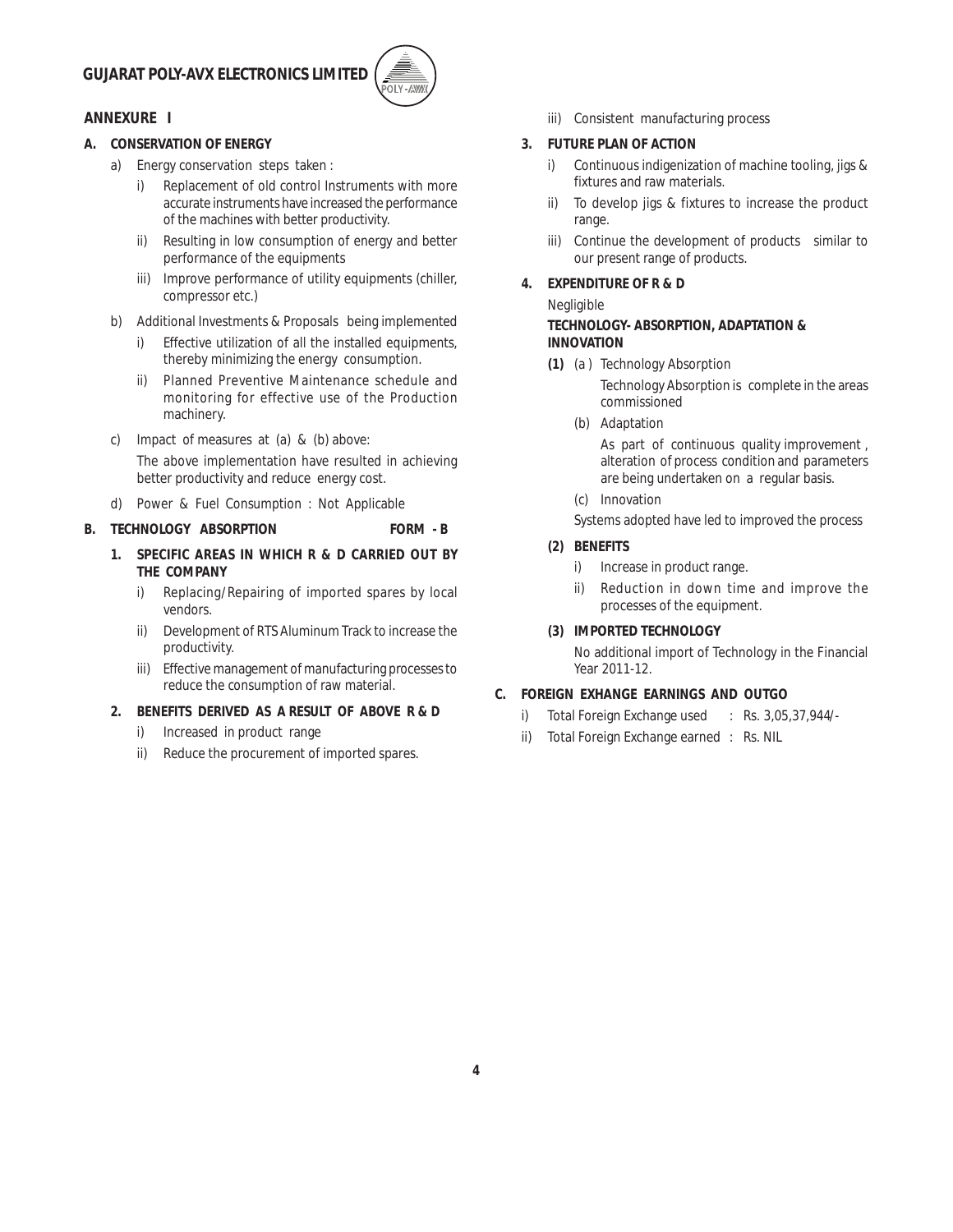## ANNEXURE I

### A. CONSERVATION OF ENERGY

a) Energy conservation steps taken :

i) Replacement of old control Instruments with more accurate instruments have increased the performance of the machines with better productivity.

ii) Resulting in low consumption of energy and better performance of the equipments

iii) Improve performance of utility equipments (chiller, compressor etc.)

b) Additional Investments & Proposals being implemented

i) Effective utilization of all the installed equipments, thereby minimizing the energy consumption.

ii) Planned Preventive Maintenance schedule and monitoring for effective use of the Production machinery.

c) Impact of measures at (a) & (b) above:

The above implementation have resulted in achieving better productivity and reduce energy cost.

d) Power & Fuel Consumption : Not Applicable

### B. TECHNOLOGY ABSORPTION FORM - B

**1. SPECIFIC AREAS IN WHICH R & D CARRIED OUT BY THE COMPANY**

i) Replacing/Repairing of imported spares by local vendors.

ii) Development of RTS Aluminum Track to increase the productivity.

iii) Effective management of manufacturing processes to reduce the consumption of raw material.

**2. BENEFITS DERIVED AS A RESULT OF ABOVE R & D**

i) Increased in product range

ii) Reduce the procurement of imported spares.

iii) Consistent manufacturing process

**3. FUTURE PLAN OF ACTION**

i) Continuous indigenization of machine tooling, jigs & fixtures and raw materials.

ii) To develop jigs & fixtures to increase the product range.

iii) Continue the development of products similar to our present range of products.

**4. EXPENDITURE OF R & D**

Negligible

**TECHNOLOGY- ABSORPTION, ADAPTATION & INNOVATION**

**(1)** (a ) Technology Absorption

Technology Absorption is complete in the areas commissioned

(b) Adaptation

As part of continuous quality improvement , alteration of process condition and parameters are being undertaken on a regular basis.

(c) Innovation

Systems adopted have led to improved the process

**(2) BENEFITS**

i) Increase in product range.

ii) Reduction in down time and improve the processes of the equipment.

**(3) IMPORTED TECHNOLOGY**

No additional import of Technology in the Financial Year 2011-12.

### C. FOREIGN EXHANGE EARNINGS AND OUTGO

i) Total Foreign Exchange used : Rs. 3,05,37,944/-

ii) Total Foreign Exchange earned : Rs. NIL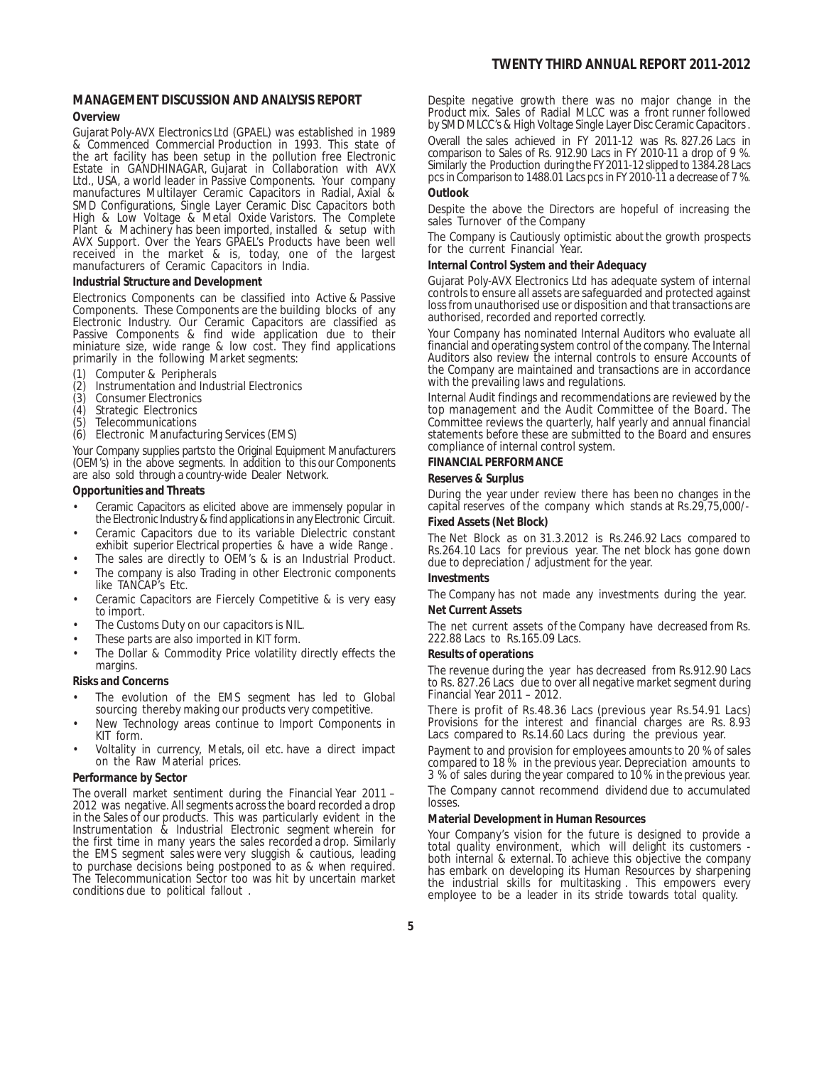## MANAGEMENT DISCUSSION AND ANALYSIS REPORT

### Overview

Gujarat Poly-AVX Electronics Ltd (GPAEL) was established in 1989 & Commenced Commercial Production in 1993. This state of the art facility has been setup in the pollution free Electronic Estate in GANDHINAGAR, Gujarat in Collaboration with AVX Ltd., USA, a world leader in Passive Components. Your company manufactures Multilayer Ceramic Capacitors in Radial, Axial & SMD Configurations, Single Layer Ceramic Disc Capacitors both High & Low Voltage & Metal Oxide Varistors. The Complete Plant & Machinery has been imported, installed & setup with AVX Support. Over the Years GPAEL's Products have been well received in the market & is, today, one of the largest manufacturers of Ceramic Capacitors in India.

### Industrial Structure and Development

Electronics Components can be classified into Active & Passive Components. These Components are the building blocks of any Electronic Industry. Our Ceramic Capacitors are classified as Passive Components & find wide application due to their miniature size, wide range & low cost. They find applications primarily in the following Market segments:

(1) Computer & Peripherals
(2) Instrumentation and Industrial Electronics
(3) Consumer Electronics
(4) Strategic Electronics
(5) Telecommunications
(6) Electronic Manufacturing Services (EMS)

Your Company supplies parts to the Original Equipment Manufacturers (OEM's) in the above segments. In addition to this our Components are also sold through a country-wide Dealer Network.

### Opportunities and Threats

- Ceramic Capacitors as elicited above are immensely popular in the Electronic Industry & find applications in any Electronic Circuit.
- Ceramic Capacitors due to its variable Dielectric constant exhibit superior Electrical properties & have a wide Range .
- The sales are directly to OEM's & is an Industrial Product.
- The company is also Trading in other Electronic components like TANCAP's Etc.
- Ceramic Capacitors are Fiercely Competitive & is very easy to import.
- The Customs Duty on our capacitors is NIL.
- These parts are also imported in KIT form.
- The Dollar & Commodity Price volatility directly effects the margins.

### Risks and Concerns

- The evolution of the EMS segment has led to Global sourcing thereby making our products very competitive.
- New Technology areas continue to Import Components in KIT form.
- Voltality in currency, Metals, oil etc. have a direct impact on the Raw Material prices.

### Performance by Sector

The overall market sentiment during the Financial Year 2011 – 2012 was negative. All segments across the board recorded a drop in the Sales of our products. This was particularly evident in the Instrumentation & Industrial Electronic segment wherein for the first time in many years the sales recorded a drop. Similarly the EMS segment sales were very sluggish & cautious, leading to purchase decisions being postponed to as & when required. The Telecommunication Sector too was hit by uncertain market conditions due to political fallout .

Despite negative growth there was no major change in the Product mix. Sales of Radial MLCC was a front runner followed by SMD MLCC's & High Voltage Single Layer Disc Ceramic Capacitors .

Overall the sales achieved in FY 2011-12 was Rs. 827.26 Lacs in comparison to Sales of Rs. 912.90 Lacs in FY 2010-11 a drop of 9 %. Similarly the Production during the FY 2011-12 slipped to 1384.28 Lacs pcs in Comparison to 1488.01 Lacs pcs in FY 2010-11 a decrease of 7 %.

### Outlook

Despite the above the Directors are hopeful of increasing the sales Turnover of the Company

The Company is Cautiously optimistic about the growth prospects for the current Financial Year.

### Internal Control System and their Adequacy

Gujarat Poly-AVX Electronics Ltd has adequate system of internal controls to ensure all assets are safeguarded and protected against loss from unauthorised use or disposition and that transactions are authorised, recorded and reported correctly.

Your Company has nominated Internal Auditors who evaluate all financial and operating system control of the company. The Internal Auditors also review the internal controls to ensure Accounts of the Company are maintained and transactions are in accordance with the prevailing laws and regulations.

Internal Audit findings and recommendations are reviewed by the top management and the Audit Committee of the Board. The Committee reviews the quarterly, half yearly and annual financial statements before these are submitted to the Board and ensures compliance of internal control system.

## FINANCIAL PERFORMANCE

### Reserves & Surplus

During the year under review there has been no changes in the capital reserves of the company which stands at Rs.29,75,000/-

### Fixed Assets (Net Block)

The Net Block as on 31.3.2012 is Rs.246.92 Lacs compared to Rs.264.10 Lacs for previous year. The net block has gone down due to depreciation / adjustment for the year.

### Investments

The Company has not made any investments during the year.

### Net Current Assets

The net current assets of the Company have decreased from Rs. 222.88 Lacs to Rs.165.09 Lacs.

### Results of operations

The revenue during the year has decreased from Rs.912.90 Lacs to Rs. 827.26 Lacs due to over all negative market segment during Financial Year 2011 – 2012.

There is profit of Rs.48.36 Lacs (previous year Rs.54.91 Lacs) Provisions for the interest and financial charges are Rs. 8.93 Lacs compared to Rs.14.60 Lacs during the previous year.

Payment to and provision for employees amounts to 20 % of sales compared to 18 % in the previous year. Depreciation amounts to 3 % of sales during the year compared to 10 % in the previous year.

The Company cannot recommend dividend due to accumulated losses.

### Material Development in Human Resources

Your Company's vision for the future is designed to provide a total quality environment, which will delight its customers - both internal & external. To achieve this objective the company has embark on developing its Human Resources by sharpening the industrial skills for multitasking . This empowers every employee to be a leader in its stride towards total quality.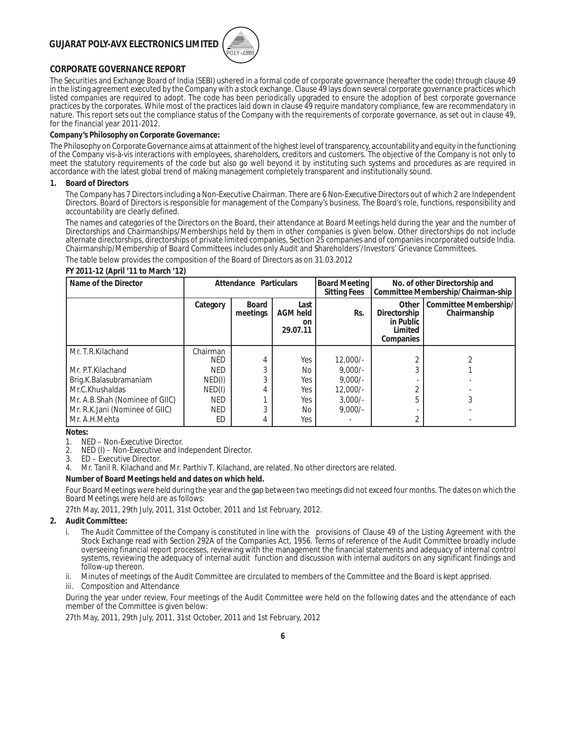## CORPORATE GOVERNANCE REPORT

The Securities and Exchange Board of India (SEBI) ushered in a formal code of corporate governance (hereafter the code) through clause 49 in the listing agreement executed by the Company with a stock exchange. Clause 49 lays down several corporate governance practices which listed companies are required to adopt. The code has been periodically upgraded to ensure the adoption of best corporate governance practices by the corporates. While most of the practices laid down in clause 49 require mandatory compliance, few are recommendatory in nature. This report sets out the compliance status of the Company with the requirements of corporate governance, as set out in clause 49, for the financial year 2011-2012.

**Company's Philosophy on Corporate Governance:**

The Philosophy on Corporate Governance aims at attainment of the highest level of transparency, accountability and equity in the functioning of the Company vis-à-vis interactions with employees, shareholders, creditors and customers. The objective of the Company is not only to meet the statutory requirements of the code but also go well beyond it by instituting such systems and procedures as are required in accordance with the latest global trend of making management completely transparent and institutionally sound.

**1. Board of Directors**

The Company has 7 Directors including a Non-Executive Chairman. There are 6 Non-Executive Directors out of which 2 are Independent Directors. Board of Directors is responsible for management of the Company's business. The Board's role, functions, responsibility and accountability are clearly defined.

The names and categories of the Directors on the Board, their attendance at Board Meetings held during the year and the number of Directorships and Chairmanships/Memberships held by them in other companies is given below. Other directorships do not include alternate directorships, directorships of private limited companies, Section 25 companies and of companies incorporated outside India. Chairmanship/Membership of Board Committees includes only Audit and Shareholders'/Investors' Grievance Committees.

The table below provides the composition of the Board of Directors as on 31.03.2012

**FY 2011-12 (April '11 to March '12)**

| Name of the Director | Attendance Particulars | | | Board Meeting Sitting Fees | No. of other Directorship and Committee Membership/Chairman-ship | |
|---|---|---|---|---|---|---|
| | Category | Board meetings | Last AGM held on 29.07.11 | Rs. | Other Directorship in Public Limited Companies | Committee Membership/ Chairmanship |
| Mr. T.R.Kilachand | Chairman NED | 4 | Yes | 12,000/- | 2 | 2 |
| Mr. P.T.Kilachand | NED | 3 | No | 9,000/- | 3 | 1 |
| Brig.K.Balasubramaniam | NED(I) | 3 | Yes | 9,000/- | - | - |
| Mr.C.Khushaldas | NED(I) | 4 | Yes | 12,000/- | 2 | - |
| Mr. A.B.Shah (Nominee of GIIC) | NED | 1 | Yes | 3,000/- | 5 | 3 |
| Mr. R.K.Jani (Nominee of GIIC) | NED | 3 | No | 9,000/- | - | - |
| Mr. A.H.Mehta | ED | 4 | Yes | - | 2 | - |

**Notes:**

1. NED – Non-Executive Director.
2. NED (I) – Non-Executive and Independent Director.
3. ED – Executive Director.
4. Mr. Tanil R. Kilachand and Mr. Parthiv T. Kilachand, are related. No other directors are related.

**Number of Board Meetings held and dates on which held.**

Four Board Meetings were held during the year and the gap between two meetings did not exceed four months. The dates on which the Board Meetings were held are as follows:

27th May, 2011, 29th July, 2011, 31st October, 2011 and 1st February, 2012.

**2. Audit Committee:**

i. The Audit Committee of the Company is constituted in line with the provisions of Clause 49 of the Listing Agreement with the Stock Exchange read with Section 292A of the Companies Act, 1956. Terms of reference of the Audit Committee broadly include overseeing financial report processes, reviewing with the management the financial statements and adequacy of internal control systems, reviewing the adequacy of internal audit function and discussion with internal auditors on any significant findings and follow-up thereon.

ii. Minutes of meetings of the Audit Committee are circulated to members of the Committee and the Board is kept apprised.

iii. Composition and Attendance

During the year under review, Four meetings of the Audit Committee were held on the following dates and the attendance of each member of the Committee is given below:

27th May, 2011, 29th July, 2011, 31st October, 2011 and 1st February, 2012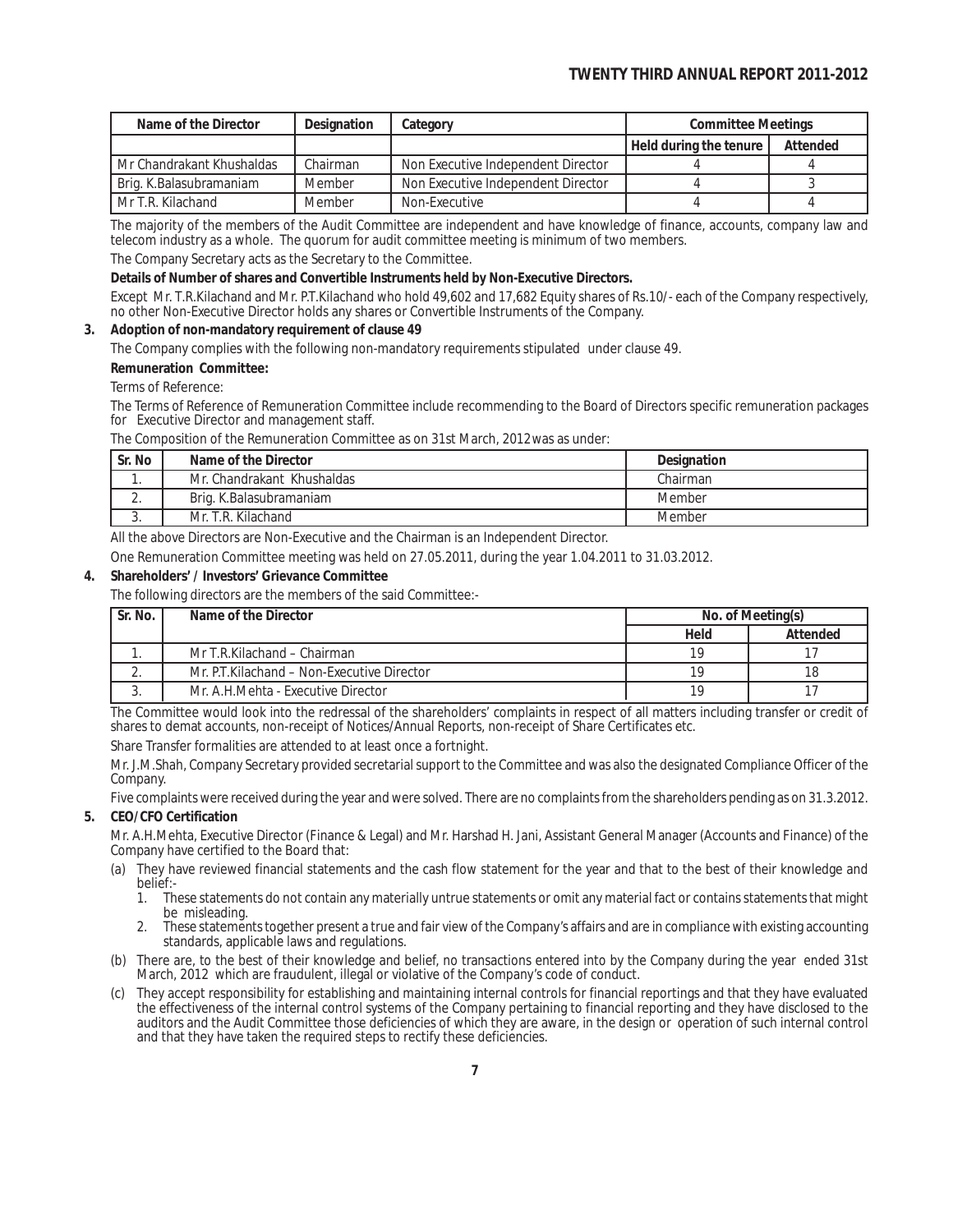| Name of the Director | Designation | Category | Committee Meetings | |
|---|---|---|---|---|
| | | | Held during the tenure | Attended |
| Mr Chandrakant Khushaldas | Chairman | Non Executive Independent Director | 4 | 4 |
| Brig. K.Balasubramaniam | Member | Non Executive Independent Director | 4 | 3 |
| Mr T.R. Kilachand | Member | Non-Executive | 4 | 4 |

The majority of the members of the Audit Committee are independent and have knowledge of finance, accounts, company law and telecom industry as a whole. The quorum for audit committee meeting is minimum of two members.

The Company Secretary acts as the Secretary to the Committee.

**Details of Number of shares and Convertible Instruments held by Non-Executive Directors.**

Except Mr. T.R.Kilachand and Mr. P.T.Kilachand who hold 49,602 and 17,682 Equity shares of Rs.10/- each of the Company respectively, no other Non-Executive Director holds any shares or Convertible Instruments of the Company.

**3. Adoption of non-mandatory requirement of clause 49**

The Company complies with the following non-mandatory requirements stipulated under clause 49.

**Remuneration Committee:**

Terms of Reference:

The Terms of Reference of Remuneration Committee include recommending to the Board of Directors specific remuneration packages for Executive Director and management staff.

The Composition of the Remuneration Committee as on 31st March, 2012 was as under:

| Sr. No | Name of the Director | Designation |
|---|---|---|
| 1. | Mr. Chandrakant Khushaldas | Chairman |
| 2. | Brig. K.Balasubramaniam | Member |
| 3. | Mr. T.R. Kilachand | Member |

All the above Directors are Non-Executive and the Chairman is an Independent Director.

One Remuneration Committee meeting was held on 27.05.2011, during the year 1.04.2011 to 31.03.2012.

**4. Shareholders' / Investors' Grievance Committee**

The following directors are the members of the said Committee:-

| Sr. No. | Name of the Director | No. of Meeting(s) | |
|---|---|---|---|
| | | Held | Attended |
| 1. | Mr T.R.Kilachand – Chairman | 19 | 17 |
| 2. | Mr. P.T.Kilachand – Non-Executive Director | 19 | 18 |
| 3. | Mr. A.H.Mehta - Executive Director | 19 | 17 |

The Committee would look into the redressal of the shareholders' complaints in respect of all matters including transfer or credit of shares to demat accounts, non-receipt of Notices/Annual Reports, non-receipt of Share Certificates etc.

Share Transfer formalities are attended to at least once a fortnight.

Mr. J.M.Shah, Company Secretary provided secretarial support to the Committee and was also the designated Compliance Officer of the Company.

Five complaints were received during the year and were solved. There are no complaints from the shareholders pending as on 31.3.2012.

**5. CEO/CFO Certification**

Mr. A.H.Mehta, Executive Director (Finance & Legal) and Mr. Harshad H. Jani, Assistant General Manager (Accounts and Finance) of the Company have certified to the Board that:

(a) They have reviewed financial statements and the cash flow statement for the year and that to the best of their knowledge and belief:-

1. These statements do not contain any materially untrue statements or omit any material fact or contains statements that might be misleading.
2. These statements together present a true and fair view of the Company's affairs and are in compliance with existing accounting standards, applicable laws and regulations.

(b) There are, to the best of their knowledge and belief, no transactions entered into by the Company during the year ended 31st March, 2012 which are fraudulent, illegal or violative of the Company's code of conduct.

(c) They accept responsibility for establishing and maintaining internal controls for financial reportings and that they have evaluated the effectiveness of the internal control systems of the Company pertaining to financial reporting and they have disclosed to the auditors and the Audit Committee those deficiencies of which they are aware, in the design or operation of such internal control and that they have taken the required steps to rectify these deficiencies.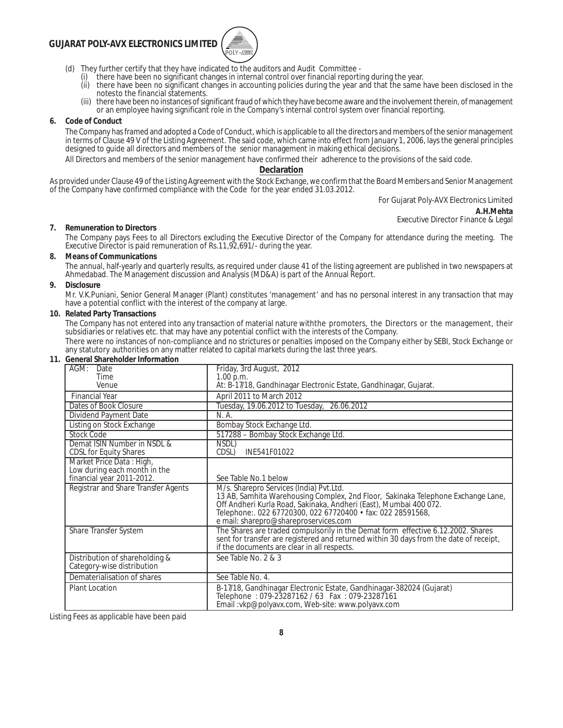(d) They further certify that they have indicated to the auditors and Audit Committee -
   (i) there have been no significant changes in internal control over financial reporting during the year.
   (ii) there have been no significant changes in accounting policies during the year and that the same have been disclosed in the notesto the financial statements.
   (iii) there have been no instances of significant fraud of which they have become aware and the involvement therein, of management or an employee having significant role in the Company's internal control system over financial reporting.

**6. Code of Conduct**

The Company has framed and adopted a Code of Conduct, which is applicable to all the directors and members of the senior management in terms of Clause 49 V of the Listing Agreement. The said code, which came into effect from January 1, 2006, lays the general principles designed to guide all directors and members of the senior management in making ethical decisions.

All Directors and members of the senior management have confirmed their adherence to the provisions of the said code.

**Declaration**

As provided under Clause 49 of the Listing Agreement with the Stock Exchange, we confirm that the Board Members and Senior Management of the Company have confirmed compliance with the Code for the year ended 31.03.2012.

For Gujarat Poly-AVX Electronics Limited

**A.H.Mehta**

Executive Director Finance & Legal

**7. Remuneration to Directors**

The Company pays Fees to all Directors excluding the Executive Director of the Company for attendance during the meeting. The Executive Director is paid remuneration of Rs.11,92,691/- during the year.

**8. Means of Communications**

The annual, half-yearly and quarterly results, as required under clause 41 of the listing agreement are published in two newspapers at Ahmedabad. The Management discussion and Analysis (MD&A) is part of the Annual Report.

**9. Disclosure**

Mr. V.K.Puniani, Senior General Manager (Plant) constitutes 'management' and has no personal interest in any transaction that may have a potential conflict with the interest of the company at large.

**10. Related Party Transactions**

The Company has not entered into any transaction of material nature withthe promoters, the Directors or the management, their subsidiaries or relatives etc. that may have any potential conflict with the interests of the Company.

There were no instances of non-compliance and no strictures or penalties imposed on the Company either by SEBI, Stock Exchange or any statutory authorities on any matter related to capital markets during the last three years.

**11. General Shareholder Information**

| | |
|---|---|
| AGM: Date<br>Time<br>Venue | Friday, 3rd August, 2012<br>1.00 p.m.<br>At: B-17/18, Gandhinagar Electronic Estate, Gandhinagar, Gujarat. |
| Financial Year | April 2011 to March 2012 |
| Dates of Book Closure | Tuesday, 19.06.2012 to Tuesday, 26.06.2012 |
| Dividend Payment Date | N. A. |
| Listing on Stock Exchange | Bombay Stock Exchange Ltd. |
| Stock Code | 517288 – Bombay Stock Exchange Ltd. |
| Demat ISIN Number in NSDL & CDSL for Equity Shares | NSDL)<br>CDSL) INE541F01022 |
| Market Price Data : High, Low during each month in the financial year 2011-2012. | See Table No.1 below |
| Registrar and Share Transfer Agents | M/s. Sharepro Services (India) Pvt.Ltd.<br>13 AB, Samhita Warehousing Complex, 2nd Floor, Sakinaka Telephone Exchange Lane, Off Andheri Kurla Road, Sakinaka, Andheri (East), Mumbai 400 072.<br>Telephone:. 022 67720300, 022 67720400 • fax: 022 28591568,<br>e mail: sharepro@shareproservices.com |
| Share Transfer System | The Shares are traded compulsorily in the Demat form effective 6.12.2002. Shares sent for transfer are registered and returned within 30 days from the date of receipt, if the documents are clear in all respects. |
| Distribution of shareholding & Category-wise distribution | See Table No. 2 & 3 |
| Dematerialisation of shares | See Table No. 4. |
| Plant Location | B-17/18, Gandhinagar Electronic Estate, Gandhinagar-382024 (Gujarat)<br>Telephone : 079-23287162 / 63 Fax : 079-23287161<br>Email :vkp@polyavx.com, Web-site: www.polyavx.com |

Listing Fees as applicable have been paid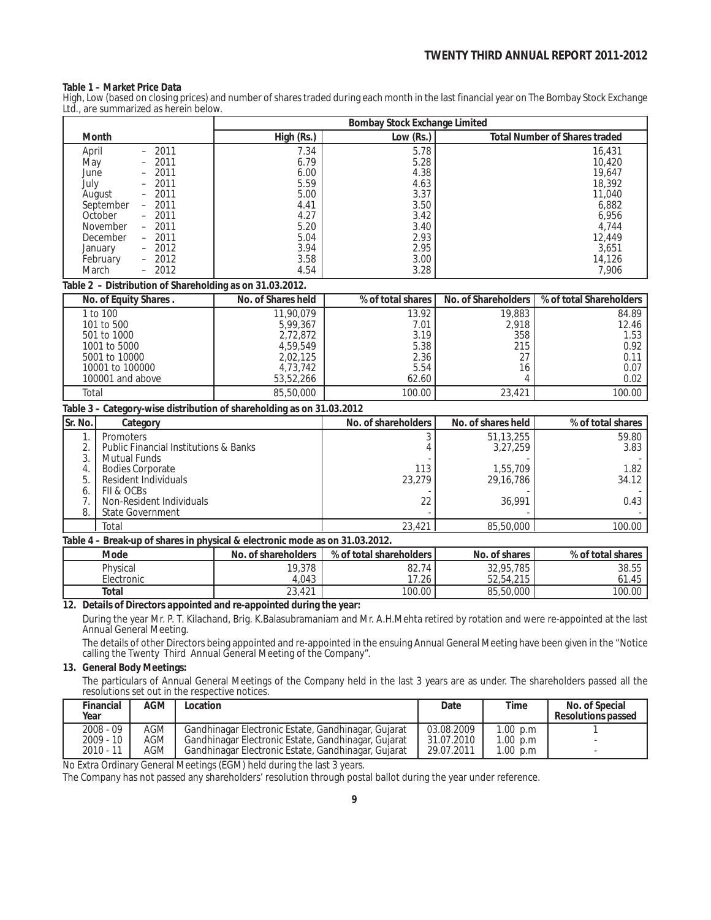**Table 1 – Market Price Data**

High, Low (based on closing prices) and number of shares traded during each month in the last financial year on The Bombay Stock Exchange Ltd., are summarized as herein below.

| Month | Bombay Stock Exchange Limited | | |
|---|---|---|---|
| | High (Rs.) | Low (Rs.) | Total Number of Shares traded |
| April – 2011 | 7.34 | 5.78 | 16,431 |
| May – 2011 | 6.79 | 5.28 | 10,420 |
| June – 2011 | 6.00 | 4.38 | 19,647 |
| July – 2011 | 5.59 | 4.63 | 18,392 |
| August – 2011 | 5.00 | 3.37 | 11,040 |
| September – 2011 | 4.41 | 3.50 | 6,882 |
| October – 2011 | 4.27 | 3.42 | 6,956 |
| November – 2011 | 5.20 | 3.40 | 4,744 |
| December – 2011 | 5.04 | 2.93 | 12,449 |
| January – 2012 | 3.94 | 2.95 | 3,651 |
| February – 2012 | 3.58 | 3.00 | 14,126 |
| March – 2012 | 4.54 | 3.28 | 7,906 |

**Table 2 – Distribution of Shareholding as on 31.03.2012.**

| No. of Equity Shares . | No. of Shares held | % of total shares | No. of Shareholders | % of total Shareholders |
|---|---|---|---|---|
| 1 to 100 | 11,90,079 | 13.92 | 19,883 | 84.89 |
| 101 to 500 | 5,99,367 | 7.01 | 2,918 | 12.46 |
| 501 to 1000 | 2,72,872 | 3.19 | 358 | 1.53 |
| 1001 to 5000 | 4,59,549 | 5.38 | 215 | 0.92 |
| 5001 to 10000 | 2,02,125 | 2.36 | 27 | 0.11 |
| 10001 to 100000 | 4,73,742 | 5.54 | 16 | 0.07 |
| 100001 and above | 53,52,266 | 62.60 | 4 | 0.02 |
| Total | 85,50,000 | 100.00 | 23,421 | 100.00 |

**Table 3 – Category-wise distribution of shareholding as on 31.03.2012**

| Sr. No. | Category | No. of shareholders | No. of shares held | % of total shares |
|---|---|---|---|---|
| 1. | Promoters | 3 | 51,13,255 | 59.80 |
| 2. | Public Financial Institutions & Banks | 4 | 3,27,259 | 3.83 |
| 3. | Mutual Funds | - | - | - |
| 4. | Bodies Corporate | 113 | 1,55,709 | 1.82 |
| 5. | Resident Individuals | 23,279 | 29,16,786 | 34.12 |
| 6. | FII & OCBs | - | - | - |
| 7. | Non-Resident Individuals | 22 | 36,991 | 0.43 |
| 8. | State Government | - | - | - |
| | Total | 23,421 | 85,50,000 | 100.00 |

**Table 4 – Break-up of shares in physical & electronic mode as on 31.03.2012.**

| Mode | No. of shareholders | % of total shareholders | No. of shares | % of total shares |
|---|---|---|---|---|
| Physical | 19,378 | 82.74 | 32,95,785 | 38.55 |
| Electronic | 4,043 | 17.26 | 52,54,215 | 61.45 |
| **Total** | 23,421 | 100.00 | 85,50,000 | 100.00 |

**12. Details of Directors appointed and re-appointed during the year:**

During the year Mr. P. T. Kilachand, Brig. K.Balasubramaniam and Mr. A.H.Mehta retired by rotation and were re-appointed at the last Annual General Meeting.

The details of other Directors being appointed and re-appointed in the ensuing Annual General Meeting have been given in the "Notice calling the Twenty Third Annual General Meeting of the Company".

**13. General Body Meetings:**

The particulars of Annual General Meetings of the Company held in the last 3 years are as under. The shareholders passed all the resolutions set out in the respective notices.

| Financial Year | AGM | Location | Date | Time | No. of Special Resolutions passed |
|---|---|---|---|---|---|
| 2008 - 09 | AGM | Gandhinagar Electronic Estate, Gandhinagar, Gujarat | 03.08.2009 | 1.00 p.m | 1 |
| 2009 - 10 | AGM | Gandhinagar Electronic Estate, Gandhinagar, Gujarat | 31.07.2010 | 1.00 p.m | - |
| 2010 - 11 | AGM | Gandhinagar Electronic Estate, Gandhinagar, Gujarat | 29.07.2011 | 1.00 p.m | - |

No Extra Ordinary General Meetings (EGM) held during the last 3 years.

The Company has not passed any shareholders' resolution through postal ballot during the year under reference.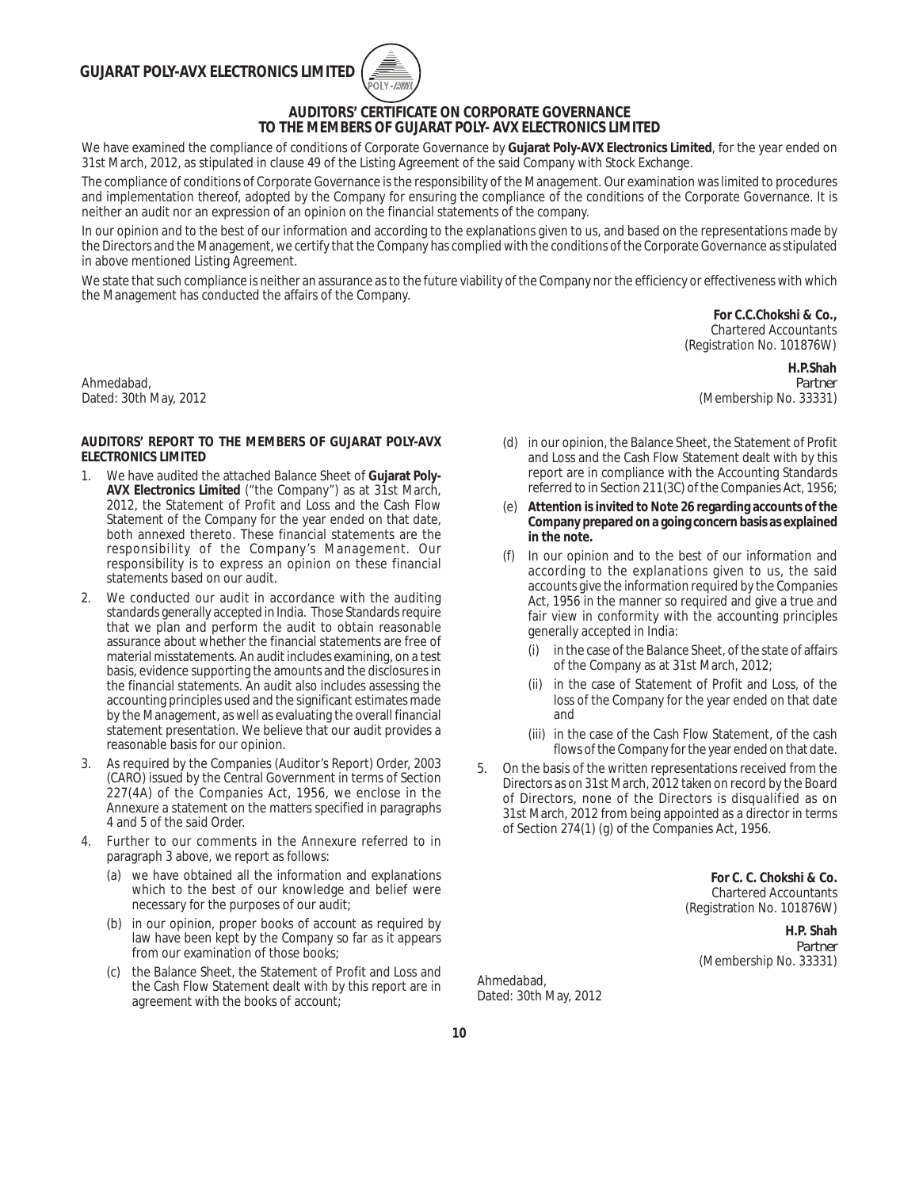## AUDITORS' CERTIFICATE ON CORPORATE GOVERNANCE
## TO THE MEMBERS OF GUJARAT POLY- AVX ELECTRONICS LIMITED

We have examined the compliance of conditions of Corporate Governance by **Gujarat Poly-AVX Electronics Limited**, for the year ended on 31st March, 2012, as stipulated in clause 49 of the Listing Agreement of the said Company with Stock Exchange.

The compliance of conditions of Corporate Governance is the responsibility of the Management. Our examination was limited to procedures and implementation thereof, adopted by the Company for ensuring the compliance of the conditions of the Corporate Governance. It is neither an audit nor an expression of an opinion on the financial statements of the company.

In our opinion and to the best of our information and according to the explanations given to us, and based on the representations made by the Directors and the Management, we certify that the Company has complied with the conditions of the Corporate Governance as stipulated in above mentioned Listing Agreement.

We state that such compliance is neither an assurance as to the future viability of the Company nor the efficiency or effectiveness with which the Management has conducted the affairs of the Company.

**For C.C.Chokshi & Co.,**
Chartered Accountants
(Registration No. 101876W)

**H.P.Shah**
*Partner*
(Membership No. 33331)

Ahmedabad,
Dated: 30th May, 2012

## AUDITORS' REPORT TO THE MEMBERS OF GUJARAT POLY-AVX ELECTRONICS LIMITED

1. We have audited the attached Balance Sheet of **Gujarat Poly-AVX Electronics Limited** ("the Company") as at 31st March, 2012, the Statement of Profit and Loss and the Cash Flow Statement of the Company for the year ended on that date, both annexed thereto. These financial statements are the responsibility of the Company's Management. Our responsibility is to express an opinion on these financial statements based on our audit.

2. We conducted our audit in accordance with the auditing standards generally accepted in India. Those Standards require that we plan and perform the audit to obtain reasonable assurance about whether the financial statements are free of material misstatements. An audit includes examining, on a test basis, evidence supporting the amounts and the disclosures in the financial statements. An audit also includes assessing the accounting principles used and the significant estimates made by the Management, as well as evaluating the overall financial statement presentation. We believe that our audit provides a reasonable basis for our opinion.

3. As required by the Companies (Auditor's Report) Order, 2003 (CARO) issued by the Central Government in terms of Section 227(4A) of the Companies Act, 1956, we enclose in the Annexure a statement on the matters specified in paragraphs 4 and 5 of the said Order.

4. Further to our comments in the Annexure referred to in paragraph 3 above, we report as follows:

   (a) we have obtained all the information and explanations which to the best of our knowledge and belief were necessary for the purposes of our audit;

   (b) in our opinion, proper books of account as required by law have been kept by the Company so far as it appears from our examination of those books;

   (c) the Balance Sheet, the Statement of Profit and Loss and the Cash Flow Statement dealt with by this report are in agreement with the books of account;

   (d) in our opinion, the Balance Sheet, the Statement of Profit and Loss and the Cash Flow Statement dealt with by this report are in compliance with the Accounting Standards referred to in Section 211(3C) of the Companies Act, 1956;

   (e) **Attention is invited to Note 26 regarding accounts of the Company prepared on a going concern basis as explained in the note.**

   (f) In our opinion and to the best of our information and according to the explanations given to us, the said accounts give the information required by the Companies Act, 1956 in the manner so required and give a true and fair view in conformity with the accounting principles generally accepted in India:

      (i) in the case of the Balance Sheet, of the state of affairs of the Company as at 31st March, 2012;

      (ii) in the case of Statement of Profit and Loss, of the loss of the Company for the year ended on that date and

      (iii) in the case of the Cash Flow Statement, of the cash flows of the Company for the year ended on that date.

5. On the basis of the written representations received from the Directors as on 31st March, 2012 taken on record by the Board of Directors, none of the Directors is disqualified as on 31st March, 2012 from being appointed as a director in terms of Section 274(1) (g) of the Companies Act, 1956.

**For C. C. Chokshi & Co.**
Chartered Accountants
(Registration No. 101876W)

**H.P. Shah**
*Partner*
(Membership No. 33331)

Ahmedabad,
Dated: 30th May, 2012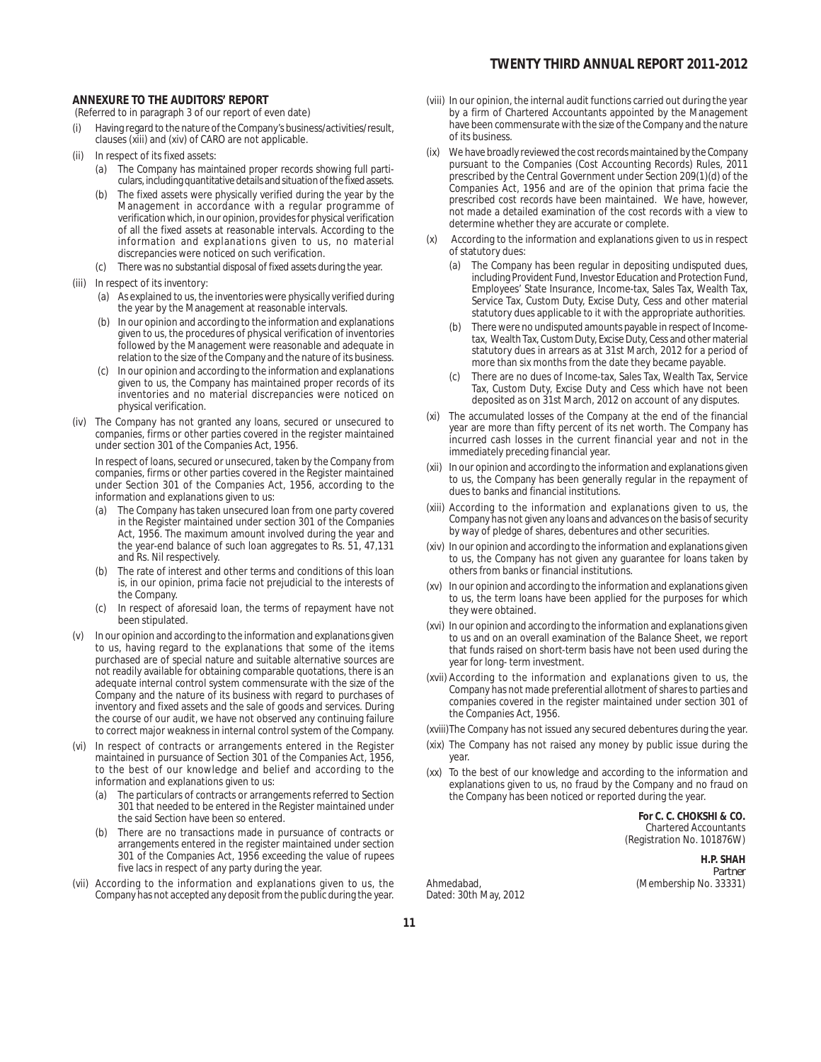## ANNEXURE TO THE AUDITORS' REPORT

(Referred to in paragraph 3 of our report of even date)

(i) Having regard to the nature of the Company's business/activities/result, clauses (xiii) and (xiv) of CARO are not applicable.

(ii) In respect of its fixed assets:

(a) The Company has maintained proper records showing full particulars, including quantitative details and situation of the fixed assets.

(b) The fixed assets were physically verified during the year by the Management in accordance with a regular programme of verification which, in our opinion, provides for physical verification of all the fixed assets at reasonable intervals. According to the information and explanations given to us, no material discrepancies were noticed on such verification.

(c) There was no substantial disposal of fixed assets during the year.

(iii) In respect of its inventory:

(a) As explained to us, the inventories were physically verified during the year by the Management at reasonable intervals.

(b) In our opinion and according to the information and explanations given to us, the procedures of physical verification of inventories followed by the Management were reasonable and adequate in relation to the size of the Company and the nature of its business.

(c) In our opinion and according to the information and explanations given to us, the Company has maintained proper records of its inventories and no material discrepancies were noticed on physical verification.

(iv) The Company has not granted any loans, secured or unsecured to companies, firms or other parties covered in the register maintained under section 301 of the Companies Act, 1956.

In respect of loans, secured or unsecured, taken by the Company from companies, firms or other parties covered in the Register maintained under Section 301 of the Companies Act, 1956, according to the information and explanations given to us:

(a) The Company has taken unsecured loan from one party covered in the Register maintained under section 301 of the Companies Act, 1956. The maximum amount involved during the year and the year-end balance of such loan aggregates to Rs. 51, 47,131 and Rs. Nil respectively.

(b) The rate of interest and other terms and conditions of this loan is, in our opinion, prima facie not prejudicial to the interests of the Company.

(c) In respect of aforesaid loan, the terms of repayment have not been stipulated.

(v) In our opinion and according to the information and explanations given to us, having regard to the explanations that some of the items purchased are of special nature and suitable alternative sources are not readily available for obtaining comparable quotations, there is an adequate internal control system commensurate with the size of the Company and the nature of its business with regard to purchases of inventory and fixed assets and the sale of goods and services. During the course of our audit, we have not observed any continuing failure to correct major weakness in internal control system of the Company.

(vi) In respect of contracts or arrangements entered in the Register maintained in pursuance of Section 301 of the Companies Act, 1956, to the best of our knowledge and belief and according to the information and explanations given to us:

(a) The particulars of contracts or arrangements referred to Section 301 that needed to be entered in the Register maintained under the said Section have been so entered.

(b) There are no transactions made in pursuance of contracts or arrangements entered in the register maintained under section 301 of the Companies Act, 1956 exceeding the value of rupees five lacs in respect of any party during the year.

(vii) According to the information and explanations given to us, the Company has not accepted any deposit from the public during the year.

(viii) In our opinion, the internal audit functions carried out during the year by a firm of Chartered Accountants appointed by the Management have been commensurate with the size of the Company and the nature of its business.

(ix) We have broadly reviewed the cost records maintained by the Company pursuant to the Companies (Cost Accounting Records) Rules, 2011 prescribed by the Central Government under Section 209(1)(d) of the Companies Act, 1956 and are of the opinion that prima facie the prescribed cost records have been maintained. We have, however, not made a detailed examination of the cost records with a view to determine whether they are accurate or complete.

(x) According to the information and explanations given to us in respect of statutory dues:

(a) The Company has been regular in depositing undisputed dues, including Provident Fund, Investor Education and Protection Fund, Employees' State Insurance, Income-tax, Sales Tax, Wealth Tax, Service Tax, Custom Duty, Excise Duty, Cess and other material statutory dues applicable to it with the appropriate authorities.

(b) There were no undisputed amounts payable in respect of Income-tax, Wealth Tax, Custom Duty, Excise Duty, Cess and other material statutory dues in arrears as at 31st March, 2012 for a period of more than six months from the date they became payable.

(c) There are no dues of Income-tax, Sales Tax, Wealth Tax, Service Tax, Custom Duty, Excise Duty and Cess which have not been deposited as on 31st March, 2012 on account of any disputes.

(xi) The accumulated losses of the Company at the end of the financial year are more than fifty percent of its net worth. The Company has incurred cash losses in the current financial year and not in the immediately preceding financial year.

(xii) In our opinion and according to the information and explanations given to us, the Company has been generally regular in the repayment of dues to banks and financial institutions.

(xiii) According to the information and explanations given to us, the Company has not given any loans and advances on the basis of security by way of pledge of shares, debentures and other securities.

(xiv) In our opinion and according to the information and explanations given to us, the Company has not given any guarantee for loans taken by others from banks or financial institutions.

(xv) In our opinion and according to the information and explanations given to us, the term loans have been applied for the purposes for which they were obtained.

(xvi) In our opinion and according to the information and explanations given to us and on an overall examination of the Balance Sheet, we report that funds raised on short-term basis have not been used during the year for long- term investment.

(xvii) According to the information and explanations given to us, the Company has not made preferential allotment of shares to parties and companies covered in the register maintained under section 301 of the Companies Act, 1956.

(xviii) The Company has not issued any secured debentures during the year.

(xix) The Company has not raised any money by public issue during the year.

(xx) To the best of our knowledge and according to the information and explanations given to us, no fraud by the Company and no fraud on the Company has been noticed or reported during the year.

**For C. C. CHOKSHI & CO.**
Chartered Accountants
(Registration No. 101876W)

**H.P. SHAH**
*Partner*
(Membership No. 33331)

Ahmedabad,
Dated: 30th May, 2012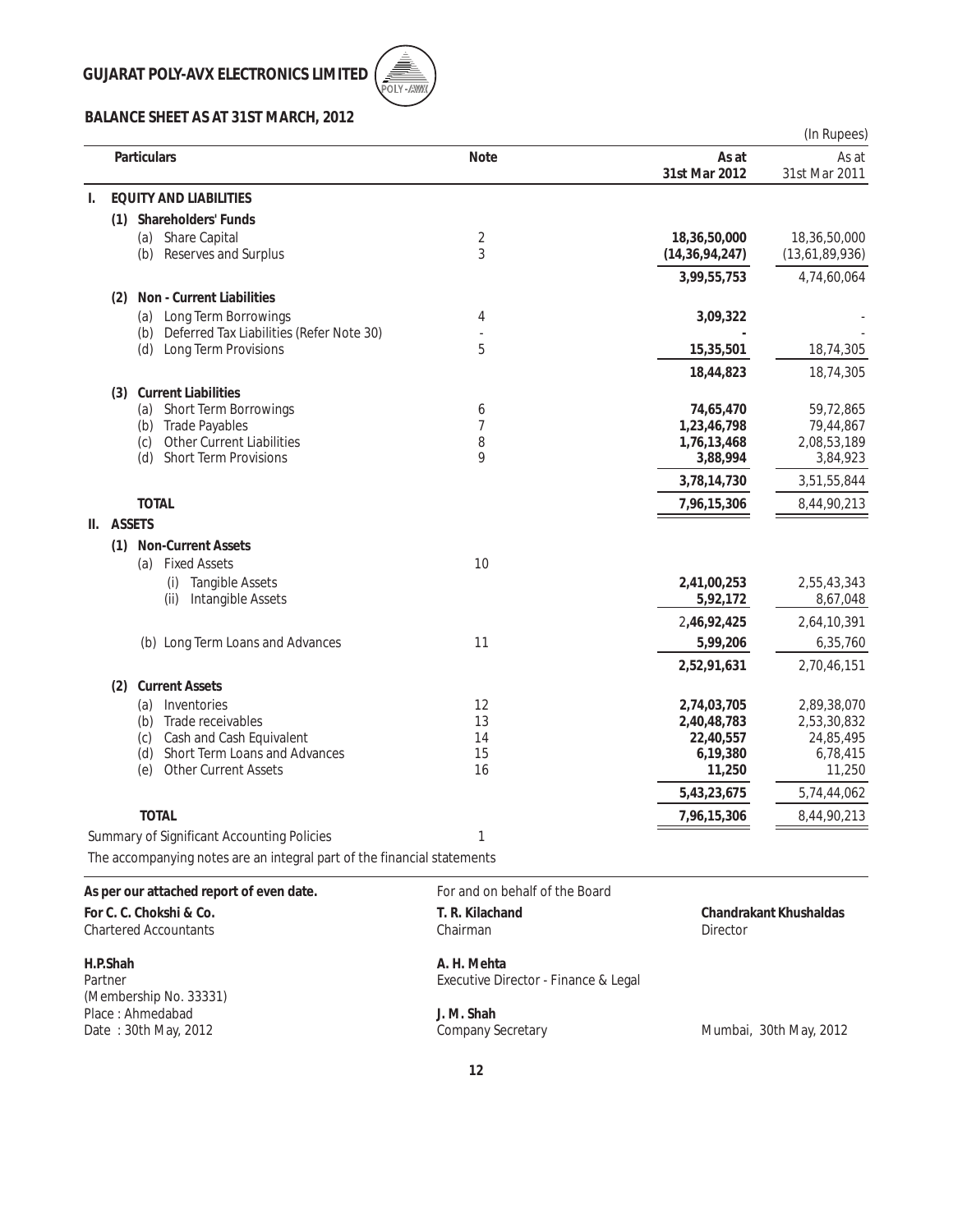# GUJARAT POLY-AVX ELECTRONICS LIMITED

## BALANCE SHEET AS AT 31ST MARCH, 2012

(In Rupees)

| | Particulars | Note | As at 31st Mar 2012 | As at 31st Mar 2011 |
|---|---|---|---|---|
| **I.** | **EQUITY AND LIABILITIES** | | | |
| | **(1) Shareholders' Funds** | | | |
| | (a) Share Capital | 2 | **18,36,50,000** | 18,36,50,000 |
| | (b) Reserves and Surplus | 3 | **(14,36,94,247)** | (13,61,89,936) |
| | | | **3,99,55,753** | 4,74,60,064 |
| | **(2) Non - Current Liabilities** | | | |
| | (a) Long Term Borrowings | 4 | **3,09,322** | - |
| | (b) Deferred Tax Liabilities (Refer Note 30) | - | **-** | - |
| | (d) Long Term Provisions | 5 | **15,35,501** | 18,74,305 |
| | | | **18,44,823** | 18,74,305 |
| | **(3) Current Liabilities** | | | |
| | (a) Short Term Borrowings | 6 | **74,65,470** | 59,72,865 |
| | (b) Trade Payables | 7 | **1,23,46,798** | 79,44,867 |
| | (c) Other Current Liabilities | 8 | **1,76,13,468** | 2,08,53,189 |
| | (d) Short Term Provisions | 9 | **3,88,994** | 3,84,923 |
| | | | **3,78,14,730** | 3,51,55,844 |
| | **TOTAL** | | **7,96,15,306** | 8,44,90,213 |
| **II.** | **ASSETS** | | | |
| | **(1) Non-Current Assets** | | | |
| | (a) Fixed Assets | 10 | | |
| | (i) Tangible Assets | | **2,41,00,253** | 2,55,43,343 |
| | (ii) Intangible Assets | | **5,92,172** | 8,67,048 |
| | | | **2,46,92,425** | 2,64,10,391 |
| | (b) Long Term Loans and Advances | 11 | **5,99,206** | 6,35,760 |
| | | | **2,52,91,631** | 2,70,46,151 |
| | **(2) Current Assets** | | | |
| | (a) Inventories | 12 | **2,74,03,705** | 2,89,38,070 |
| | (b) Trade receivables | 13 | **2,40,48,783** | 2,53,30,832 |
| | (c) Cash and Cash Equivalent | 14 | **22,40,557** | 24,85,495 |
| | (d) Short Term Loans and Advances | 15 | **6,19,380** | 6,78,415 |
| | (e) Other Current Assets | 16 | **11,250** | 11,250 |
| | | | **5,43,23,675** | 5,74,44,062 |
| | **TOTAL** | | **7,96,15,306** | 8,44,90,213 |
| | Summary of Significant Accounting Policies | 1 | | |

The accompanying notes are an integral part of the financial statements

**As per our attached report of even date.**

**For C. C. Chokshi & Co.**
Chartered Accountants

**H.P.Shah**
Partner
(Membership No. 33331)
Place : Ahmedabad
Date : 30th May, 2012

For and on behalf of the Board

**T. R. Kilachand**
Chairman

**Chandrakant Khushaldas**
Director

**A. H. Mehta**
Executive Director - Finance & Legal

**J. M. Shah**
Company Secretary

Mumbai, 30th May, 2012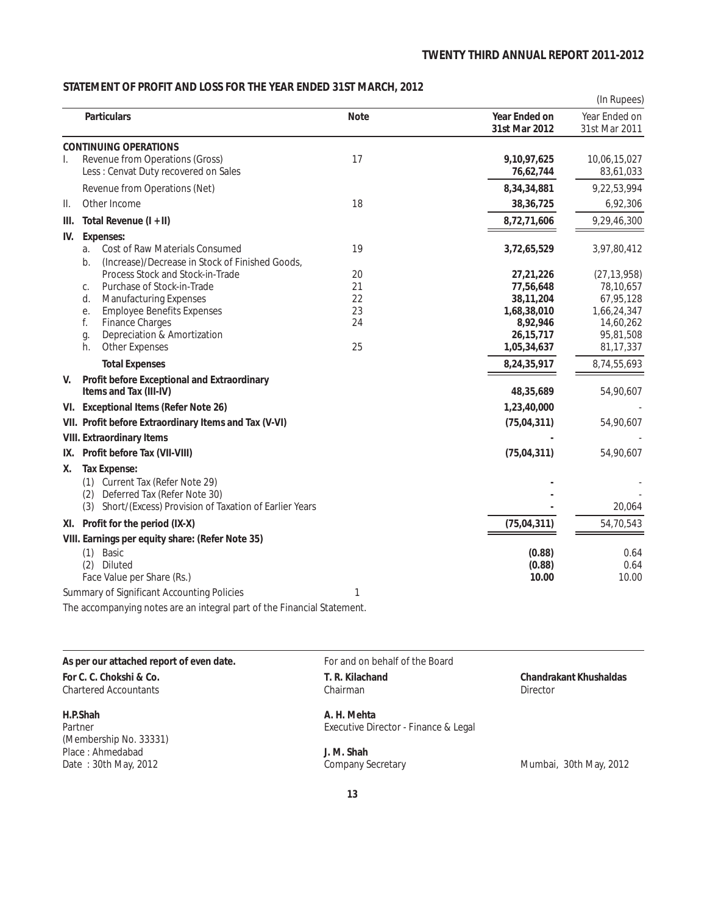## STATEMENT OF PROFIT AND LOSS FOR THE YEAR ENDED 31ST MARCH, 2012

(In Rupees)

| | Particulars | Note | Year Ended on 31st Mar 2012 | Year Ended on 31st Mar 2011 |
|---|---|---|---|---|
| | **CONTINUING OPERATIONS** | | | |
| I. | Revenue from Operations (Gross) | 17 | **9,10,97,625** | 10,06,15,027 |
| | Less : Cenvat Duty recovered on Sales | | **76,62,744** | 83,61,033 |
| | Revenue from Operations (Net) | | **8,34,34,881** | 9,22,53,994 |
| II. | Other Income | 18 | **38,36,725** | 6,92,306 |
| III. | **Total Revenue (I + II)** | | **8,72,71,606** | 9,29,46,300 |
| IV. | **Expenses:** | | | |
| | a. Cost of Raw Materials Consumed | 19 | **3,72,65,529** | 3,97,80,412 |
| | b. (Increase)/Decrease in Stock of Finished Goods, Process Stock and Stock-in-Trade | 20 | **27,21,226** | (27,13,958) |
| | c. Purchase of Stock-in-Trade | 21 | **77,56,648** | 78,10,657 |
| | d. Manufacturing Expenses | 22 | **38,11,204** | 67,95,128 |
| | e. Employee Benefits Expenses | 23 | **1,68,38,010** | 1,66,24,347 |
| | f. Finance Charges | 24 | **8,92,946** | 14,60,262 |
| | g. Depreciation & Amortization | | **26,15,717** | 95,81,508 |
| | h. Other Expenses | 25 | **1,05,34,637** | 81,17,337 |
| | **Total Expenses** | | **8,24,35,917** | 8,74,55,693 |
| V. | **Profit before Exceptional and Extraordinary Items and Tax (III-IV)** | | **48,35,689** | 54,90,607 |
| VI. | **Exceptional Items (Refer Note 26)** | | **1,23,40,000** | - |
| VII. | **Profit before Extraordinary Items and Tax (V-VI)** | | **(75,04,311)** | 54,90,607 |
| VIII. | **Extraordinary Items** | | **-** | - |
| IX. | **Profit before Tax (VII-VIII)** | | **(75,04,311)** | 54,90,607 |
| X. | **Tax Expense:** | | | |
| | (1) Current Tax (Refer Note 29) | | **-** | - |
| | (2) Deferred Tax (Refer Note 30) | | **-** | - |
| | (3) Short/(Excess) Provision of Taxation of Earlier Years | | **-** | 20,064 |
| XI. | **Profit for the period (IX-X)** | | **(75,04,311)** | 54,70,543 |
| VIII. | **Earnings per equity share: (Refer Note 35)** | | | |
| | (1) Basic | | **(0.88)** | 0.64 |
| | (2) Diluted | | **(0.88)** | 0.64 |
| | Face Value per Share (Rs.) | | **10.00** | 10.00 |
| | Summary of Significant Accounting Policies | 1 | | |

The accompanying notes are an integral part of the Financial Statement.

**As per our attached report of even date.**

**For C. C. Chokshi & Co.**
Chartered Accountants

**H.P.Shah**
Partner
(Membership No. 33331)
Place : Ahmedabad
Date : 30th May, 2012

For and on behalf of the Board

**T. R. Kilachand**
Chairman

**Chandrakant Khushaldas**
Director

**A. H. Mehta**
Executive Director - Finance & Legal

**J. M. Shah**
Company Secretary

Mumbai, 30th May, 2012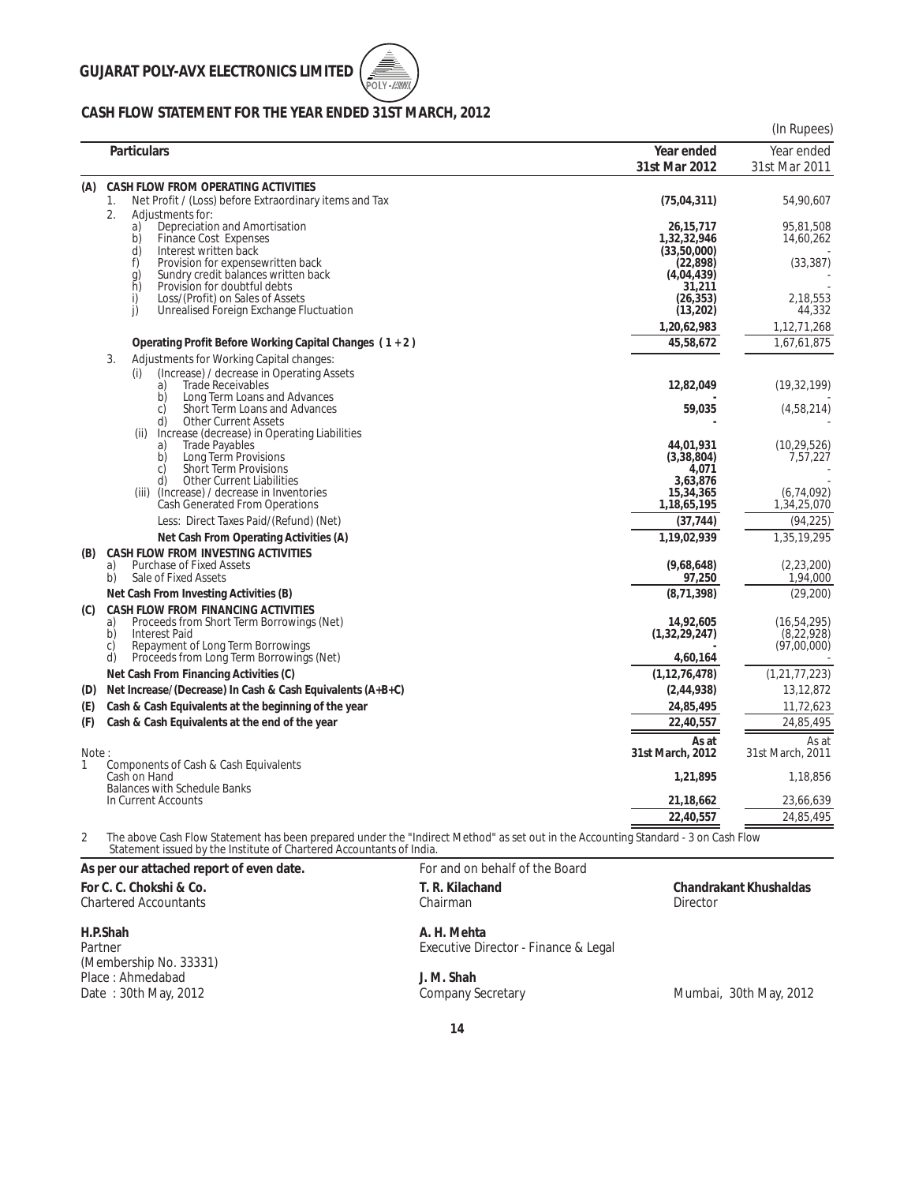# GUJARAT POLY-AVX ELECTRONICS LIMITED

## CASH FLOW STATEMENT FOR THE YEAR ENDED 31ST MARCH, 2012

(In Rupees)

| | Particulars | Year ended 31st Mar 2012 | Year ended 31st Mar 2011 |
|---|---|---|---|
| **(A)** | **CASH FLOW FROM OPERATING ACTIVITIES** | | |
| | 1. Net Profit / (Loss) before Extraordinary items and Tax | **(75,04,311)** | 54,90,607 |
| | 2. Adjustments for: | | |
| | a) Depreciation and Amortisation | **26,15,717** | 95,81,508 |
| | b) Finance Cost Expenses | **1,32,32,946** | 14,60,262 |
| | d) Interest written back | **(33,50,000)** | - |
| | f) Provision for expensewritten back | **(22,898)** | (33,387) |
| | g) Sundry credit balances written back | **(4,04,439)** | - |
| | h) Provision for doubtful debts | **31,211** | - |
| | i) Loss/(Profit) on Sales of Assets | **(26,353)** | 2,18,553 |
| | j) Unrealised Foreign Exchange Fluctuation | **(13,202)** | 44,332 |
| | | **1,20,62,983** | 1,12,71,268 |
| | **Operating Profit Before Working Capital Changes ( 1 + 2 )** | **45,58,672** | 1,67,61,875 |
| | 3. Adjustments for Working Capital changes: | | |
| | (i) (Increase) / decrease in Operating Assets | | |
| | a) Trade Receivables | **12,82,049** | (19,32,199) |
| | b) Long Term Loans and Advances | **-** | - |
| | c) Short Term Loans and Advances | **59,035** | (4,58,214) |
| | d) Other Current Assets | **-** | - |
| | (ii) Increase (decrease) in Operating Liabilities | | |
| | a) Trade Payables | **44,01,931** | (10,29,526) |
| | b) Long Term Provisions | **(3,38,804)** | 7,57,227 |
| | c) Short Term Provisions | **4,071** | - |
| | d) Other Current Liabilities | **3,63,876** | - |
| | (iii) (Increase) / decrease in Inventories | **15,34,365** | (6,74,092) |
| | Cash Generated From Operations | **1,18,65,195** | 1,34,25,070 |
| | Less: Direct Taxes Paid/(Refund) (Net) | **(37,744)** | (94,225) |
| | **Net Cash From Operating Activities (A)** | **1,19,02,939** | 1,35,19,295 |
| **(B)** | **CASH FLOW FROM INVESTING ACTIVITIES** | | |
| | a) Purchase of Fixed Assets | **(9,68,648)** | (2,23,200) |
| | b) Sale of Fixed Assets | **97,250** | 1,94,000 |
| | **Net Cash From Investing Activities (B)** | **(8,71,398)** | (29,200) |
| **(C)** | **CASH FLOW FROM FINANCING ACTIVITIES** | | |
| | a) Proceeds from Short Term Borrowings (Net) | **14,92,605** | (16,54,295) |
| | b) Interest Paid | **(1,32,29,247)** | (8,22,928) |
| | c) Repayment of Long Term Borrowings | **-** | (97,00,000) |
| | d) Proceeds from Long Term Borrowings (Net) | **4,60,164** | - |
| | **Net Cash From Financing Activities (C)** | **(1,12,76,478)** | (1,21,77,223) |
| **(D)** | **Net Increase/(Decrease) In Cash & Cash Equivalents (A+B+C)** | **(2,44,938)** | 13,12,872 |
| **(E)** | **Cash & Cash Equivalents at the beginning of the year** | **24,85,495** | 11,72,623 |
| **(F)** | **Cash & Cash Equivalents at the end of the year** | **22,40,557** | 24,85,495 |

Note :

| | | As at 31st March, 2012 | As at 31st March, 2011 |
|---|---|---|---|
| 1 | Components of Cash & Cash Equivalents | | |
| | Cash on Hand | **1,21,895** | 1,18,856 |
| | Balances with Schedule Banks | | |
| | In Current Accounts | **21,18,662** | 23,66,639 |
| | | **22,40,557** | 24,85,495 |

2 The above Cash Flow Statement has been prepared under the "Indirect Method" as set out in the Accounting Standard - 3 on Cash Flow Statement issued by the Institute of Chartered Accountants of India.

**As per our attached report of even date.**

**For C. C. Chokshi & Co.**
Chartered Accountants

**H.P.Shah**
Partner
(Membership No. 33331)
Place : Ahmedabad
Date : 30th May, 2012

For and on behalf of the Board

**T. R. Kilachand**
Chairman

**Chandrakant Khushaldas**
Director

**A. H. Mehta**
Executive Director - Finance & Legal

**J. M. Shah**
Company Secretary

Mumbai, 30th May, 2012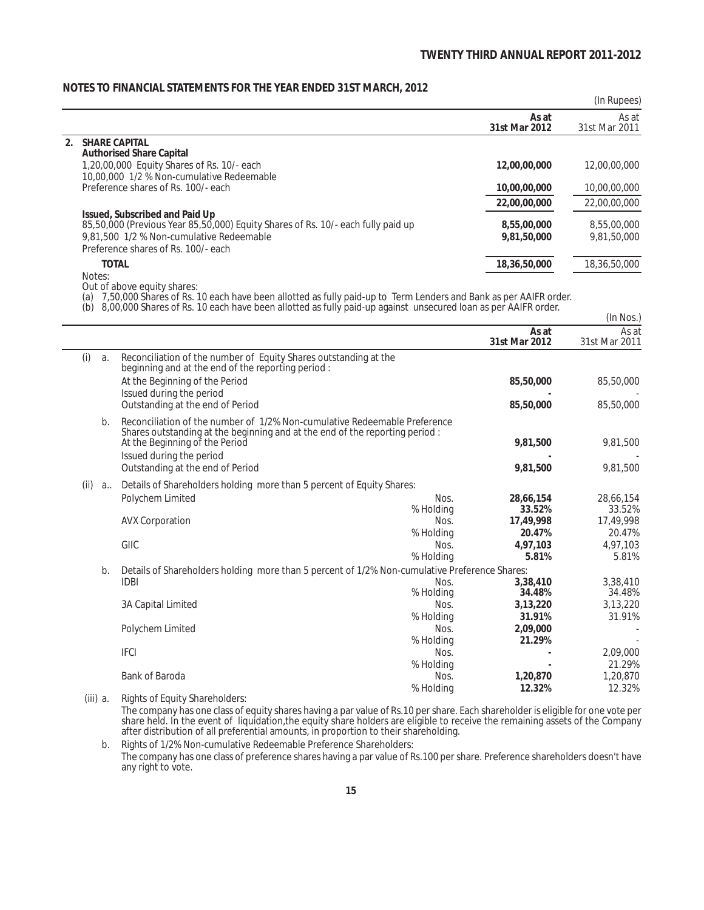## NOTES TO FINANCIAL STATEMENTS FOR THE YEAR ENDED 31ST MARCH, 2012

(In Rupees)

| | As at 31st Mar 2012 | As at 31st Mar 2011 |
|---|---|---|
| **2. SHARE CAPITAL** | | |
| **Authorised Share Capital** | | |
| 1,20,00,000 Equity Shares of Rs. 10/- each | **12,00,00,000** | 12,00,00,000 |
| 10,00,000 1/2 % Non-cumulative Redeemable Preference shares of Rs. 100/- each | **10,00,00,000** | 10,00,00,000 |
| | **22,00,00,000** | 22,00,00,000 |
| **Issued, Subscribed and Paid Up** | | |
| 85,50,000 (Previous Year 85,50,000) Equity Shares of Rs. 10/- each fully paid up | **8,55,00,000** | 8,55,00,000 |
| 9,81,500 1/2 % Non-cumulative Redeemable Preference shares of Rs. 100/- each | **9,81,50,000** | 9,81,50,000 |
| **TOTAL** | **18,36,50,000** | 18,36,50,000 |

Notes:

Out of above equity shares:

(a) 7,50,000 Shares of Rs. 10 each have been allotted as fully paid-up to Term Lenders and Bank as per AAIFR order.

(b) 8,00,000 Shares of Rs. 10 each have been allotted as fully paid-up against unsecured loan as per AAIFR order.

(In Nos.)

| | | | | As at 31st Mar 2012 | As at 31st Mar 2011 |
|---|---|---|---|---|---|
| (i) | a. | Reconciliation of the number of Equity Shares outstanding at the beginning and at the end of the reporting period : | | | |
| | | At the Beginning of the Period | | **85,50,000** | 85,50,000 |
| | | Issued during the period | | **-** | - |
| | | Outstanding at the end of Period | | **85,50,000** | 85,50,000 |
| | b. | Reconciliation of the number of 1/2% Non-cumulative Redeemable Preference Shares outstanding at the beginning and at the end of the reporting period : | | | |
| | | At the Beginning of the Period | | **9,81,500** | 9,81,500 |
| | | Issued during the period | | **-** | - |
| | | Outstanding at the end of Period | | **9,81,500** | 9,81,500 |
| (ii) | a.. | Details of Shareholders holding more than 5 percent of Equity Shares: | | | |
| | | Polychem Limited | Nos. | **28,66,154** | 28,66,154 |
| | | | % Holding | **33.52%** | 33.52% |
| | | AVX Corporation | Nos. | **17,49,998** | 17,49,998 |
| | | | % Holding | **20.47%** | 20.47% |
| | | GIIC | Nos. | **4,97,103** | 4,97,103 |
| | | | % Holding | **5.81%** | 5.81% |
| | b. | Details of Shareholders holding more than 5 percent of 1/2% Non-cumulative Preference Shares: | | | |
| | | IDBI | Nos. | **3,38,410** | 3,38,410 |
| | | | % Holding | **34.48%** | 34.48% |
| | | 3A Capital Limited | Nos. | **3,13,220** | 3,13,220 |
| | | | % Holding | **31.91%** | 31.91% |
| | | Polychem Limited | Nos. | **2,09,000** | - |
| | | | % Holding | **21.29%** | - |
| | | IFCI | Nos. | **-** | 2,09,000 |
| | | | % Holding | **-** | 21.29% |
| | | Bank of Baroda | Nos. | **1,20,870** | 1,20,870 |
| | | | % Holding | **12.32%** | 12.32% |

(iii) a. Rights of Equity Shareholders:

The company has one class of equity shares having a par value of Rs.10 per share. Each shareholder is eligible for one vote per share held. In the event of liquidation,the equity share holders are eligible to receive the remaining assets of the Company after distribution of all preferential amounts, in proportion to their shareholding.

b. Rights of 1/2% Non-cumulative Redeemable Preference Shareholders:

The company has one class of preference shares having a par value of Rs.100 per share. Preference shareholders doesn't have any right to vote.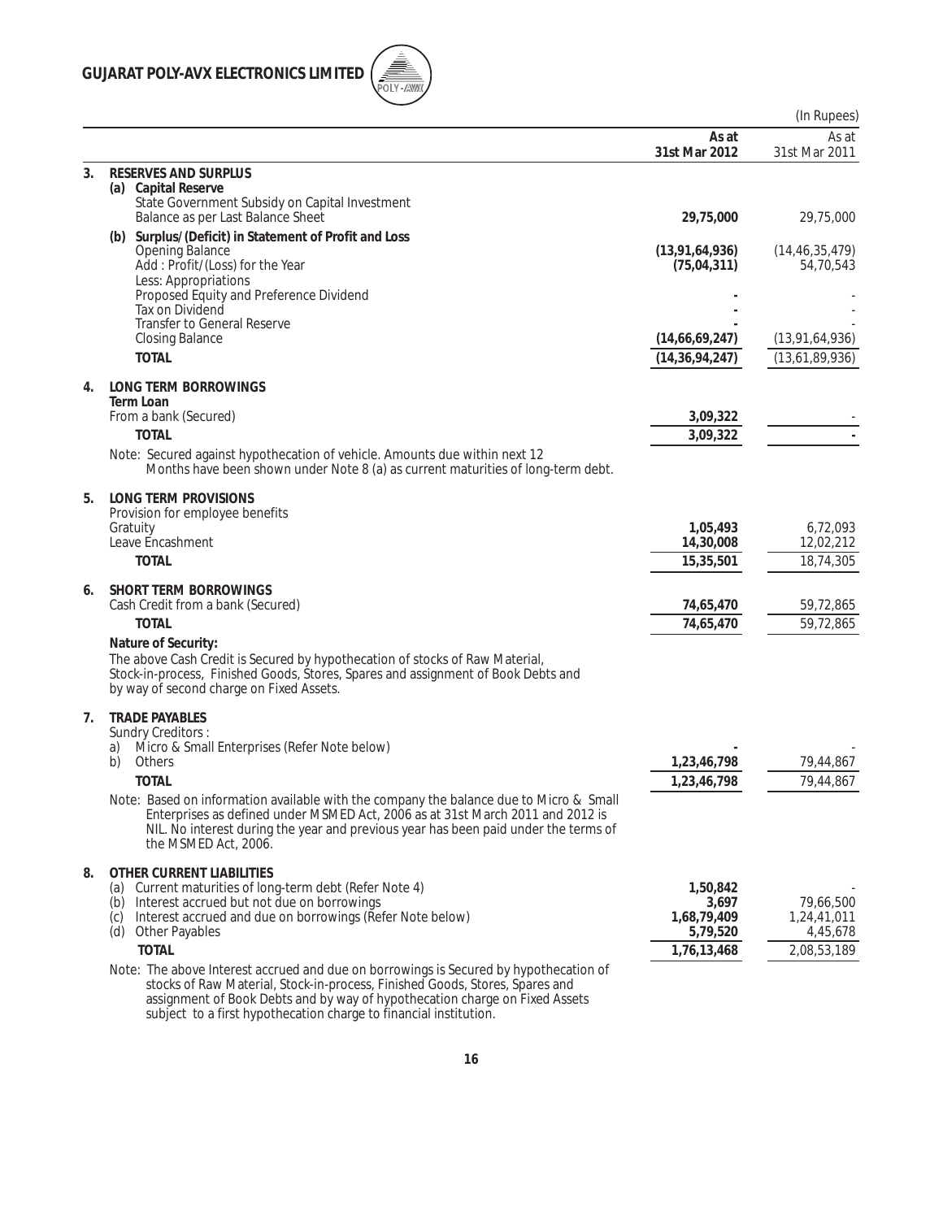| | | As at 31st Mar 2012 | As at 31st Mar 2011 |
|---|---|---|---|
| | | | (In Rupees) |
| **3.** | **RESERVES AND SURPLUS** | | |
| | **(a) Capital Reserve** | | |
| | State Government Subsidy on Capital Investment | | |
| | Balance as per Last Balance Sheet | **29,75,000** | 29,75,000 |
| | **(b) Surplus/(Deficit) in Statement of Profit and Loss** | | |
| | Opening Balance | **(13,91,64,936)** | (14,46,35,479) |
| | Add : Profit/(Loss) for the Year | **(75,04,311)** | 54,70,543 |
| | Less: Appropriations | | |
| | Proposed Equity and Preference Dividend | **-** | - |
| | Tax on Dividend | **-** | - |
| | Transfer to General Reserve | **-** | - |
| | Closing Balance | **(14,66,69,247)** | (13,91,64,936) |
| | **TOTAL** | **(14,36,94,247)** | (13,61,89,936) |
| **4.** | **LONG TERM BORROWINGS** | | |
| | **Term Loan** | | |
| | From a bank (Secured) | **3,09,322** | - |
| | **TOTAL** | **3,09,322** | **-** |
| | Note: Secured against hypothecation of vehicle. Amounts due within next 12 Months have been shown under Note 8 (a) as current maturities of long-term debt. | | |
| **5.** | **LONG TERM PROVISIONS** | | |
| | Provision for employee benefits | | |
| | Gratuity | **1,05,493** | 6,72,093 |
| | Leave Encashment | **14,30,008** | 12,02,212 |
| | **TOTAL** | **15,35,501** | 18,74,305 |
| **6.** | **SHORT TERM BORROWINGS** | | |
| | Cash Credit from a bank (Secured) | **74,65,470** | 59,72,865 |
| | **TOTAL** | **74,65,470** | 59,72,865 |
| | **Nature of Security:** The above Cash Credit is Secured by hypothecation of stocks of Raw Material, Stock-in-process, Finished Goods, Stores, Spares and assignment of Book Debts and by way of second charge on Fixed Assets. | | |
| **7.** | **TRADE PAYABLES** | | |
| | Sundry Creditors : | | |
| | a) Micro & Small Enterprises (Refer Note below) | **-** | - |
| | b) Others | **1,23,46,798** | 79,44,867 |
| | **TOTAL** | **1,23,46,798** | 79,44,867 |
| | Note: Based on information available with the company the balance due to Micro & Small Enterprises as defined under MSMED Act, 2006 as at 31st March 2011 and 2012 is NIL. No interest during the year and previous year has been paid under the terms of the MSMED Act, 2006. | | |
| **8.** | **OTHER CURRENT LIABILITIES** | | |
| | (a) Current maturities of long-term debt (Refer Note 4) | **1,50,842** | - |
| | (b) Interest accrued but not due on borrowings | **3,697** | 79,66,500 |
| | (c) Interest accrued and due on borrowings (Refer Note below) | **1,68,79,409** | 1,24,41,011 |
| | (d) Other Payables | **5,79,520** | 4,45,678 |
| | **TOTAL** | **1,76,13,468** | 2,08,53,189 |
| | Note: The above Interest accrued and due on borrowings is Secured by hypothecation of stocks of Raw Material, Stock-in-process, Finished Goods, Stores, Spares and assignment of Book Debts and by way of hypothecation charge on Fixed Assets subject to a first hypothecation charge to financial institution. | | |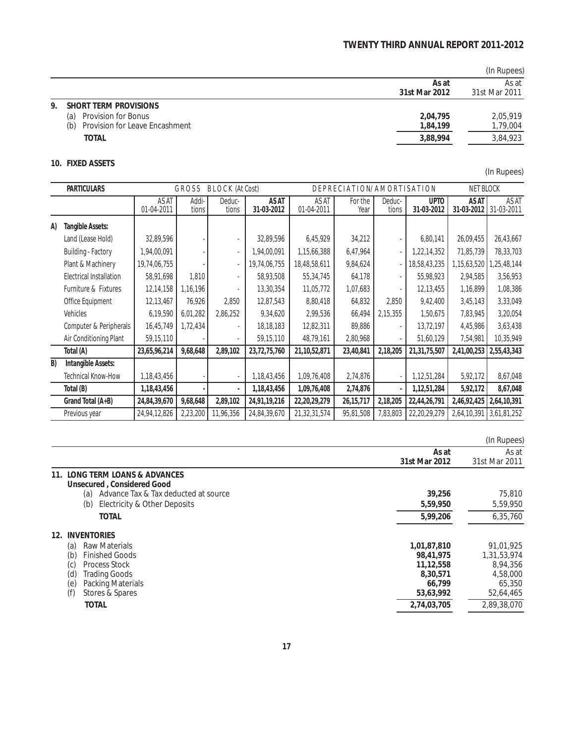(In Rupees)

| | As at 31st Mar 2012 | As at 31st Mar 2011 |
|---|---|---|
| **9. SHORT TERM PROVISIONS** | | |
| (a) Provision for Bonus | **2,04,795** | 2,05,919 |
| (b) Provision for Leave Encashment | **1,84,199** | 1,79,004 |
| **TOTAL** | **3,88,994** | 3,84,923 |

**10. FIXED ASSETS**

(In Rupees)

| | PARTICULARS | GROSS BLOCK (At Cost) | | | | DEPRECIATION/AMORTISATION | | | | NET BLOCK | |
|---|---|---|---|---|---|---|---|---|---|---|---|
| | | AS AT 01-04-2011 | Addi-tions | Deduc-tions | **AS AT 31-03-2012** | AS AT 01-04-2011 | For the Year | Deduc-tions | **UPTO 31-03-2012** | **AS AT 31-03-2012** | AS AT 31-03-2011 |
| A) | **Tangible Assets:** | | | | | | | | | | |
| | Land (Lease Hold) | 32,89,596 | - | - | 32,89,596 | 6,45,929 | 34,212 | - | 6,80,141 | 26,09,455 | 26,43,667 |
| | Building - Factory | 1,94,00,091 | - | - | 1,94,00,091 | 1,15,66,388 | 6,47,964 | - | 1,22,14,352 | 71,85,739 | 78,33,703 |
| | Plant & Machinery | 19,74,06,755 | - | - | 19,74,06,755 | 18,48,58,611 | 9,84,624 | - | 18,58,43,235 | 1,15,63,520 | 1,25,48,144 |
| | Electrical Installation | 58,91,698 | 1,810 | - | 58,93,508 | 55,34,745 | 64,178 | - | 55,98,923 | 2,94,585 | 3,56,953 |
| | Furniture & Fixtures | 12,14,158 | 1,16,196 | - | 13,30,354 | 11,05,772 | 1,07,683 | - | 12,13,455 | 1,16,899 | 1,08,386 |
| | Office Equipment | 12,13,467 | 76,926 | 2,850 | 12,87,543 | 8,80,418 | 64,832 | 2,850 | 9,42,400 | 3,45,143 | 3,33,049 |
| | Vehicles | 6,19,590 | 6,01,282 | 2,86,252 | 9,34,620 | 2,99,536 | 66,494 | 2,15,355 | 1,50,675 | 7,83,945 | 3,20,054 |
| | Computer & Peripherals | 16,45,749 | 1,72,434 | - | 18,18,183 | 12,82,311 | 89,886 | - | 13,72,197 | 4,45,986 | 3,63,438 |
| | Air Conditioning Plant | 59,15,110 | - | - | 59,15,110 | 48,79,161 | 2,80,968 | - | 51,60,129 | 7,54,981 | 10,35,949 |
| | **Total (A)** | **23,65,96,214** | **9,68,648** | **2,89,102** | **23,72,75,760** | **21,10,52,871** | **23,40,841** | **2,18,205** | **21,31,75,507** | **2,41,00,253** | **2,55,43,343** |
| B) | **Intangible Assets:** | | | | | | | | | | |
| | Technical Know-How | 1,18,43,456 | - | - | 1,18,43,456 | 1,09,76,408 | 2,74,876 | - | 1,12,51,284 | 5,92,172 | 8,67,048 |
| | **Total (B)** | **1,18,43,456** | **-** | **-** | **1,18,43,456** | **1,09,76,408** | **2,74,876** | **-** | **1,12,51,284** | **5,92,172** | **8,67,048** |
| | **Grand Total (A+B)** | **24,84,39,670** | **9,68,648** | **2,89,102** | **24,91,19,216** | **22,20,29,279** | **26,15,717** | **2,18,205** | **22,44,26,791** | **2,46,92,425** | **2,64,10,391** |
| | Previous year | 24,94,12,826 | 2,23,200 | 11,96,356 | 24,84,39,670 | 21,32,31,574 | 95,81,508 | 7,83,803 | 22,20,29,279 | 2,64,10,391 | 3,61,81,252 |

(In Rupees)

| | As at 31st Mar 2012 | As at 31st Mar 2011 |
|---|---|---|
| **11. LONG TERM LOANS & ADVANCES** | | |
| **Unsecured , Considered Good** | | |
| (a) Advance Tax & Tax deducted at source | **39,256** | 75,810 |
| (b) Electricity & Other Deposits | **5,59,950** | 5,59,950 |
| **TOTAL** | **5,99,206** | 6,35,760 |
| **12. INVENTORIES** | | |
| (a) Raw Materials | **1,01,87,810** | 91,01,925 |
| (b) Finished Goods | **98,41,975** | 1,31,53,974 |
| (c) Process Stock | **11,12,558** | 8,94,356 |
| (d) Trading Goods | **8,30,571** | 4,58,000 |
| (e) Packing Materials | **66,799** | 65,350 |
| (f) Stores & Spares | **53,63,992** | 52,64,465 |
| **TOTAL** | **2,74,03,705** | 2,89,38,070 |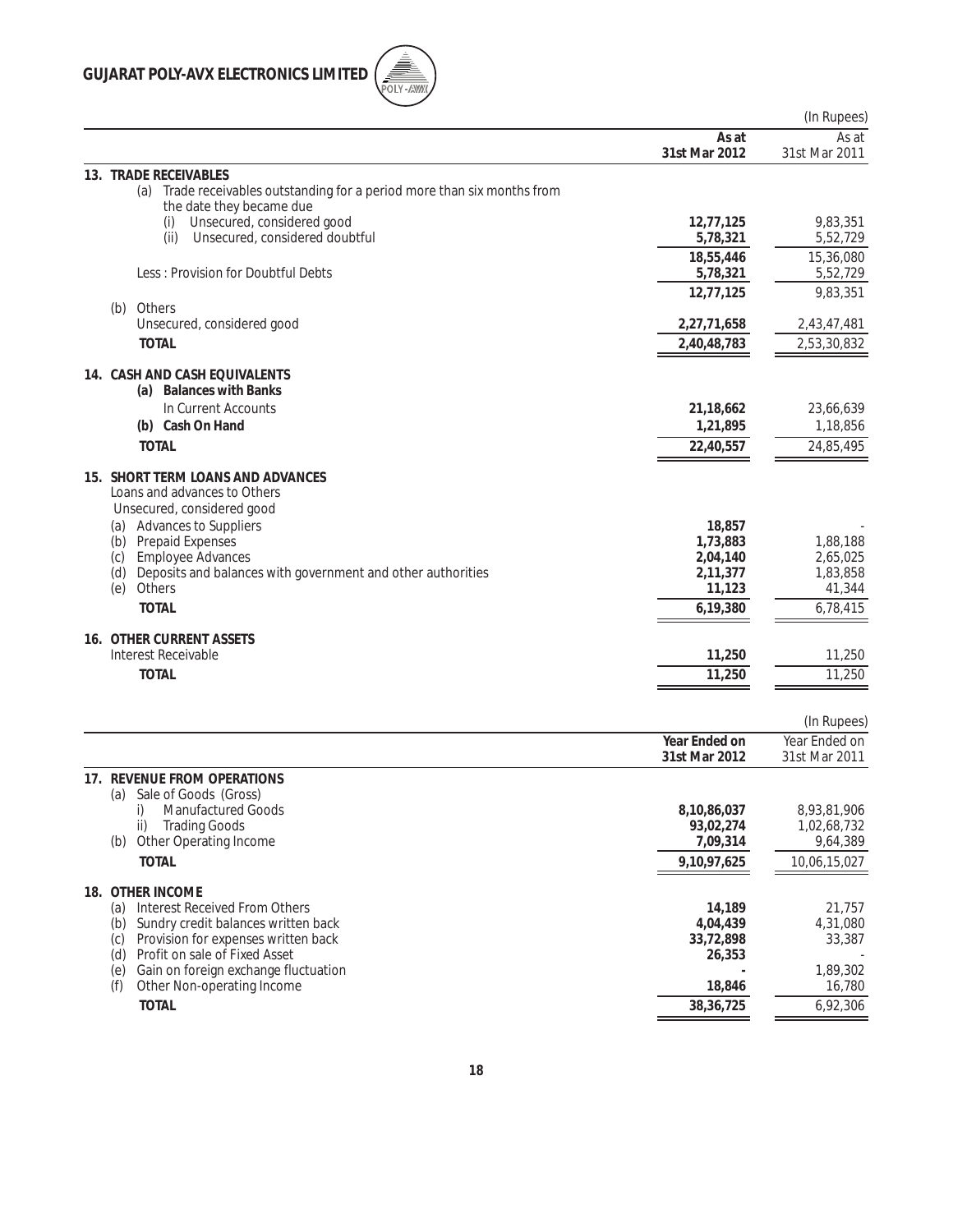(In Rupees)

| | As at 31st Mar 2012 | As at 31st Mar 2011 |
|---|---|---|
| **13. TRADE RECEIVABLES** | | |
| (a) Trade receivables outstanding for a period more than six months from the date they became due | | |
| (i) Unsecured, considered good | **12,77,125** | 9,83,351 |
| (ii) Unsecured, considered doubtful | **5,78,321** | 5,52,729 |
| | **18,55,446** | 15,36,080 |
| Less : Provision for Doubtful Debts | **5,78,321** | 5,52,729 |
| | **12,77,125** | 9,83,351 |
| (b) Others | | |
| Unsecured, considered good | **2,27,71,658** | 2,43,47,481 |
| **TOTAL** | **2,40,48,783** | 2,53,30,832 |
| **14. CASH AND CASH EQUIVALENTS** | | |
| **(a) Balances with Banks** | | |
| In Current Accounts | **21,18,662** | 23,66,639 |
| **(b) Cash On Hand** | **1,21,895** | 1,18,856 |
| **TOTAL** | **22,40,557** | 24,85,495 |
| **15. SHORT TERM LOANS AND ADVANCES** | | |
| Loans and advances to Others | | |
| Unsecured, considered good | | |
| (a) Advances to Suppliers | **18,857** | - |
| (b) Prepaid Expenses | **1,73,883** | 1,88,188 |
| (c) Employee Advances | **2,04,140** | 2,65,025 |
| (d) Deposits and balances with government and other authorities | **2,11,377** | 1,83,858 |
| (e) Others | **11,123** | 41,344 |
| **TOTAL** | **6,19,380** | 6,78,415 |
| **16. OTHER CURRENT ASSETS** | | |
| Interest Receivable | **11,250** | 11,250 |
| **TOTAL** | **11,250** | 11,250 |

(In Rupees)

| | Year Ended on 31st Mar 2012 | Year Ended on 31st Mar 2011 |
|---|---|---|
| **17. REVENUE FROM OPERATIONS** | | |
| (a) Sale of Goods (Gross) | | |
| i) Manufactured Goods | **8,10,86,037** | 8,93,81,906 |
| ii) Trading Goods | **93,02,274** | 1,02,68,732 |
| (b) Other Operating Income | **7,09,314** | 9,64,389 |
| **TOTAL** | **9,10,97,625** | 10,06,15,027 |
| **18. OTHER INCOME** | | |
| (a) Interest Received From Others | **14,189** | 21,757 |
| (b) Sundry credit balances written back | **4,04,439** | 4,31,080 |
| (c) Provision for expenses written back | **33,72,898** | 33,387 |
| (d) Profit on sale of Fixed Asset | **26,353** | - |
| (e) Gain on foreign exchange fluctuation | **-** | 1,89,302 |
| (f) Other Non-operating Income | **18,846** | 16,780 |
| **TOTAL** | **38,36,725** | 6,92,306 |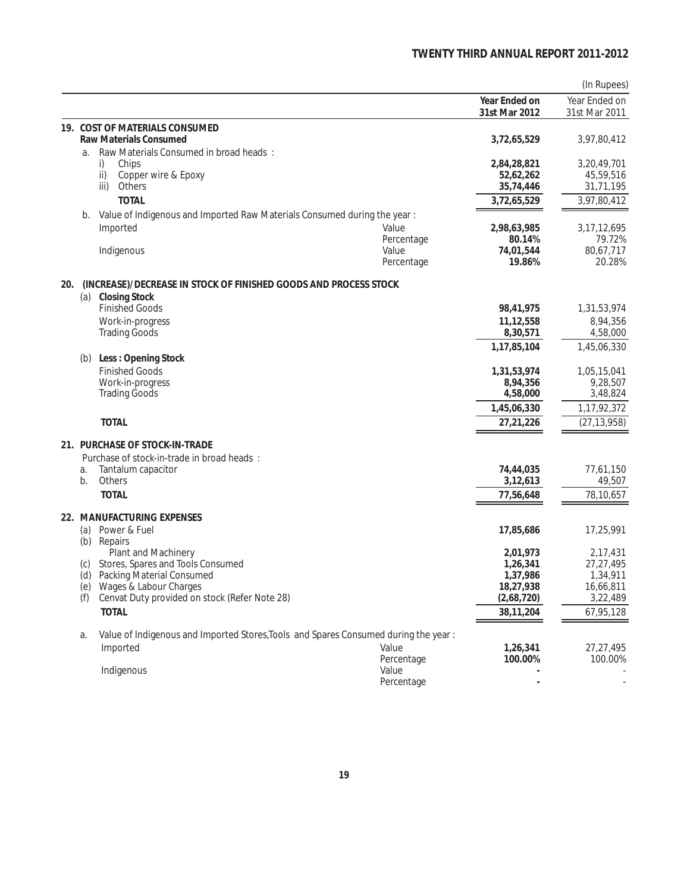(In Rupees)

| | | Year Ended on 31st Mar 2012 | Year Ended on 31st Mar 2011 |
|---|---|---|---|
| **19. COST OF MATERIALS CONSUMED** | | | |
| **Raw Materials Consumed** | | **3,72,65,529** | 3,97,80,412 |
| a. Raw Materials Consumed in broad heads : | | | |
| i) Chips | | **2,84,28,821** | 3,20,49,701 |
| ii) Copper wire & Epoxy | | **52,62,262** | 45,59,516 |
| iii) Others | | **35,74,446** | 31,71,195 |
| **TOTAL** | | **3,72,65,529** | 3,97,80,412 |
| b. Value of Indigenous and Imported Raw Materials Consumed during the year : | | | |
| Imported | Value | **2,98,63,985** | 3,17,12,695 |
| | Percentage | **80.14%** | 79.72% |
| Indigenous | Value | **74,01,544** | 80,67,717 |
| | Percentage | **19.86%** | 20.28% |
| **20. (INCREASE)/DECREASE IN STOCK OF FINISHED GOODS AND PROCESS STOCK** | | | |
| (a) **Closing Stock** | | | |
| Finished Goods | | **98,41,975** | 1,31,53,974 |
| Work-in-progress | | **11,12,558** | 8,94,356 |
| Trading Goods | | **8,30,571** | 4,58,000 |
| | | **1,17,85,104** | 1,45,06,330 |
| (b) **Less : Opening Stock** | | | |
| Finished Goods | | **1,31,53,974** | 1,05,15,041 |
| Work-in-progress | | **8,94,356** | 9,28,507 |
| Trading Goods | | **4,58,000** | 3,48,824 |
| | | **1,45,06,330** | 1,17,92,372 |
| **TOTAL** | | **27,21,226** | (27,13,958) |
| **21. PURCHASE OF STOCK-IN-TRADE** | | | |
| Purchase of stock-in-trade in broad heads : | | | |
| a. Tantalum capacitor | | **74,44,035** | 77,61,150 |
| b. Others | | **3,12,613** | 49,507 |
| **TOTAL** | | **77,56,648** | 78,10,657 |
| **22. MANUFACTURING EXPENSES** | | | |
| (a) Power & Fuel | | **17,85,686** | 17,25,991 |
| (b) Repairs | | | |
| Plant and Machinery | | **2,01,973** | 2,17,431 |
| (c) Stores, Spares and Tools Consumed | | **1,26,341** | 27,27,495 |
| (d) Packing Material Consumed | | **1,37,986** | 1,34,911 |
| (e) Wages & Labour Charges | | **18,27,938** | 16,66,811 |
| (f) Cenvat Duty provided on stock (Refer Note 28) | | **(2,68,720)** | 3,22,489 |
| **TOTAL** | | **38,11,204** | 67,95,128 |
| a. Value of Indigenous and Imported Stores,Tools and Spares Consumed during the year : | | | |
| Imported | Value | **1,26,341** | 27,27,495 |
| | Percentage | **100.00%** | 100.00% |
| Indigenous | Value | **-** | - |
| | Percentage | **-** | - |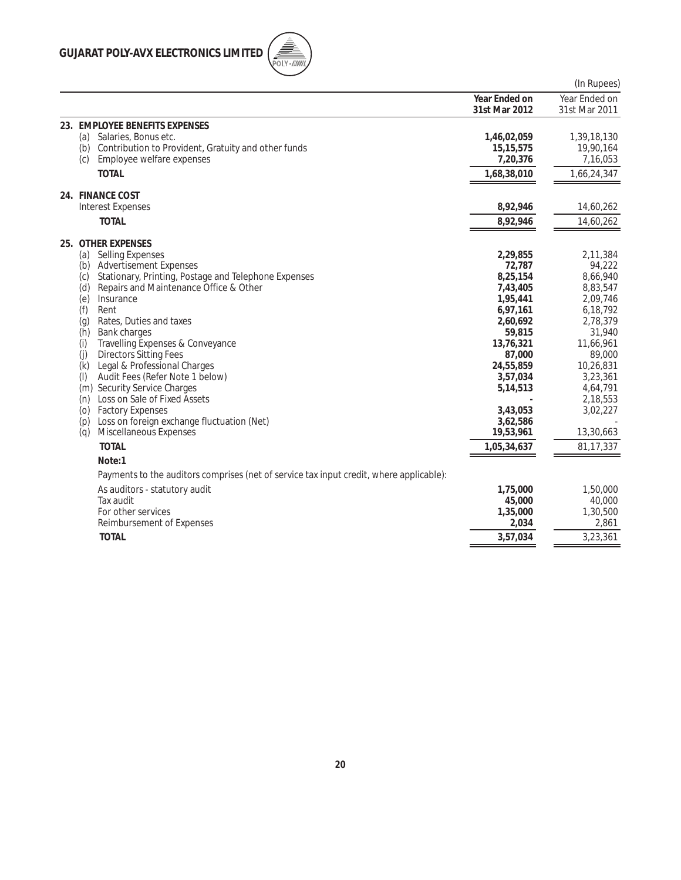(In Rupees)

| | Year Ended on 31st Mar 2012 | Year Ended on 31st Mar 2011 |
|---|---|---|
| **23. EMPLOYEE BENEFITS EXPENSES** | | |
| (a) Salaries, Bonus etc. | **1,46,02,059** | 1,39,18,130 |
| (b) Contribution to Provident, Gratuity and other funds | **15,15,575** | 19,90,164 |
| (c) Employee welfare expenses | **7,20,376** | 7,16,053 |
| **TOTAL** | **1,68,38,010** | 1,66,24,347 |
| **24. FINANCE COST** | | |
| Interest Expenses | **8,92,946** | 14,60,262 |
| **TOTAL** | **8,92,946** | 14,60,262 |
| **25. OTHER EXPENSES** | | |
| (a) Selling Expenses | **2,29,855** | 2,11,384 |
| (b) Advertisement Expenses | **72,787** | 94,222 |
| (c) Stationary, Printing, Postage and Telephone Expenses | **8,25,154** | 8,66,940 |
| (d) Repairs and Maintenance Office & Other | **7,43,405** | 8,83,547 |
| (e) Insurance | **1,95,441** | 2,09,746 |
| (f) Rent | **6,97,161** | 6,18,792 |
| (g) Rates, Duties and taxes | **2,60,692** | 2,78,379 |
| (h) Bank charges | **59,815** | 31,940 |
| (i) Travelling Expenses & Conveyance | **13,76,321** | 11,66,961 |
| (j) Directors Sitting Fees | **87,000** | 89,000 |
| (k) Legal & Professional Charges | **24,55,859** | 10,26,831 |
| (l) Audit Fees (Refer Note 1 below) | **3,57,034** | 3,23,361 |
| (m) Security Service Charges | **5,14,513** | 4,64,791 |
| (n) Loss on Sale of Fixed Assets | **-** | 2,18,553 |
| (o) Factory Expenses | **3,43,053** | 3,02,227 |
| (p) Loss on foreign exchange fluctuation (Net) | **3,62,586** | - |
| (q) Miscellaneous Expenses | **19,53,961** | 13,30,663 |
| **TOTAL** | **1,05,34,637** | 81,17,337 |
| **Note:1** | | |
| Payments to the auditors comprises (net of service tax input credit, where applicable): | | |
| As auditors - statutory audit | **1,75,000** | 1,50,000 |
| Tax audit | **45,000** | 40,000 |
| For other services | **1,35,000** | 1,30,500 |
| Reimbursement of Expenses | **2,034** | 2,861 |
| **TOTAL** | **3,57,034** | 3,23,361 |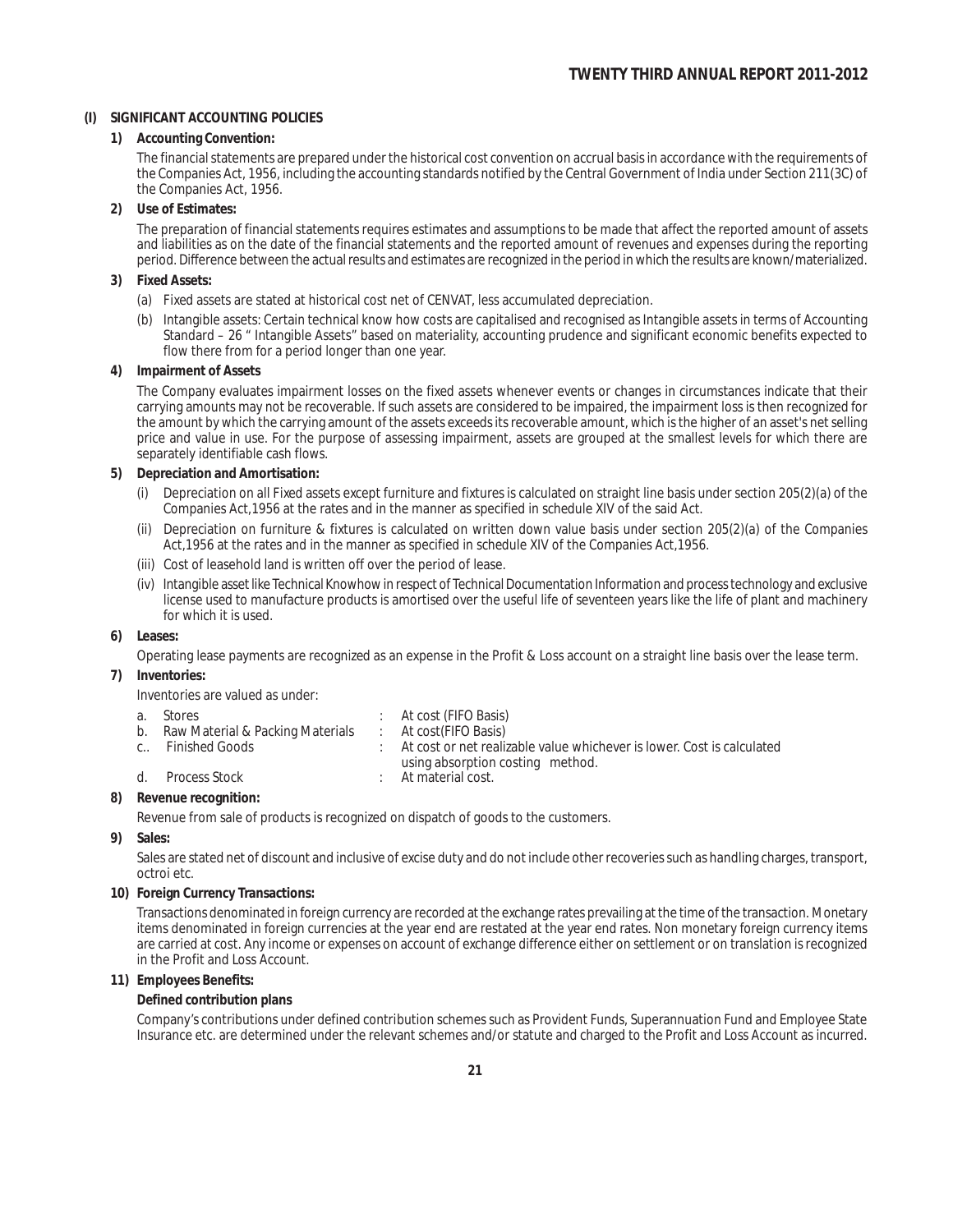## (I) SIGNIFICANT ACCOUNTING POLICIES

### 1) Accounting Convention:

The financial statements are prepared under the historical cost convention on accrual basis in accordance with the requirements of the Companies Act, 1956, including the accounting standards notified by the Central Government of India under Section 211(3C) of the Companies Act, 1956.

### 2) Use of Estimates:

The preparation of financial statements requires estimates and assumptions to be made that affect the reported amount of assets and liabilities as on the date of the financial statements and the reported amount of revenues and expenses during the reporting period. Difference between the actual results and estimates are recognized in the period in which the results are known/materialized.

### 3) Fixed Assets:

(a) Fixed assets are stated at historical cost net of CENVAT, less accumulated depreciation.

(b) Intangible assets: Certain technical know how costs are capitalised and recognised as Intangible assets in terms of Accounting Standard – 26 " Intangible Assets" based on materiality, accounting prudence and significant economic benefits expected to flow there from for a period longer than one year.

### 4) Impairment of Assets

The Company evaluates impairment losses on the fixed assets whenever events or changes in circumstances indicate that their carrying amounts may not be recoverable. If such assets are considered to be impaired, the impairment loss is then recognized for the amount by which the carrying amount of the assets exceeds its recoverable amount, which is the higher of an asset's net selling price and value in use. For the purpose of assessing impairment, assets are grouped at the smallest levels for which there are separately identifiable cash flows.

### 5) Depreciation and Amortisation:

(i) Depreciation on all Fixed assets except furniture and fixtures is calculated on straight line basis under section 205(2)(a) of the Companies Act,1956 at the rates and in the manner as specified in schedule XIV of the said Act.

(ii) Depreciation on furniture & fixtures is calculated on written down value basis under section 205(2)(a) of the Companies Act,1956 at the rates and in the manner as specified in schedule XIV of the Companies Act,1956.

(iii) Cost of leasehold land is written off over the period of lease.

(iv) Intangible asset like Technical Knowhow in respect of Technical Documentation Information and process technology and exclusive license used to manufacture products is amortised over the useful life of seventeen years like the life of plant and machinery for which it is used.

### 6) Leases:

Operating lease payments are recognized as an expense in the Profit & Loss account on a straight line basis over the lease term.

### 7) Inventories:

Inventories are valued as under:

| | | |
|---|---|---|
| a. | Stores | : At cost (FIFO Basis) |
| b. | Raw Material & Packing Materials | : At cost(FIFO Basis) |
| c.. | Finished Goods | : At cost or net realizable value whichever is lower. Cost is calculated using absorption costing method. |
| d. | Process Stock | : At material cost. |

### 8) Revenue recognition:

Revenue from sale of products is recognized on dispatch of goods to the customers.

### 9) Sales:

Sales are stated net of discount and inclusive of excise duty and do not include other recoveries such as handling charges, transport, octroi etc.

### 10) Foreign Currency Transactions:

Transactions denominated in foreign currency are recorded at the exchange rates prevailing at the time of the transaction. Monetary items denominated in foreign currencies at the year end are restated at the year end rates. Non monetary foreign currency items are carried at cost. Any income or expenses on account of exchange difference either on settlement or on translation is recognized in the Profit and Loss Account.

### 11) Employees Benefits:

**Defined contribution plans**

Company's contributions under defined contribution schemes such as Provident Funds, Superannuation Fund and Employee State Insurance etc. are determined under the relevant schemes and/or statute and charged to the Profit and Loss Account as incurred.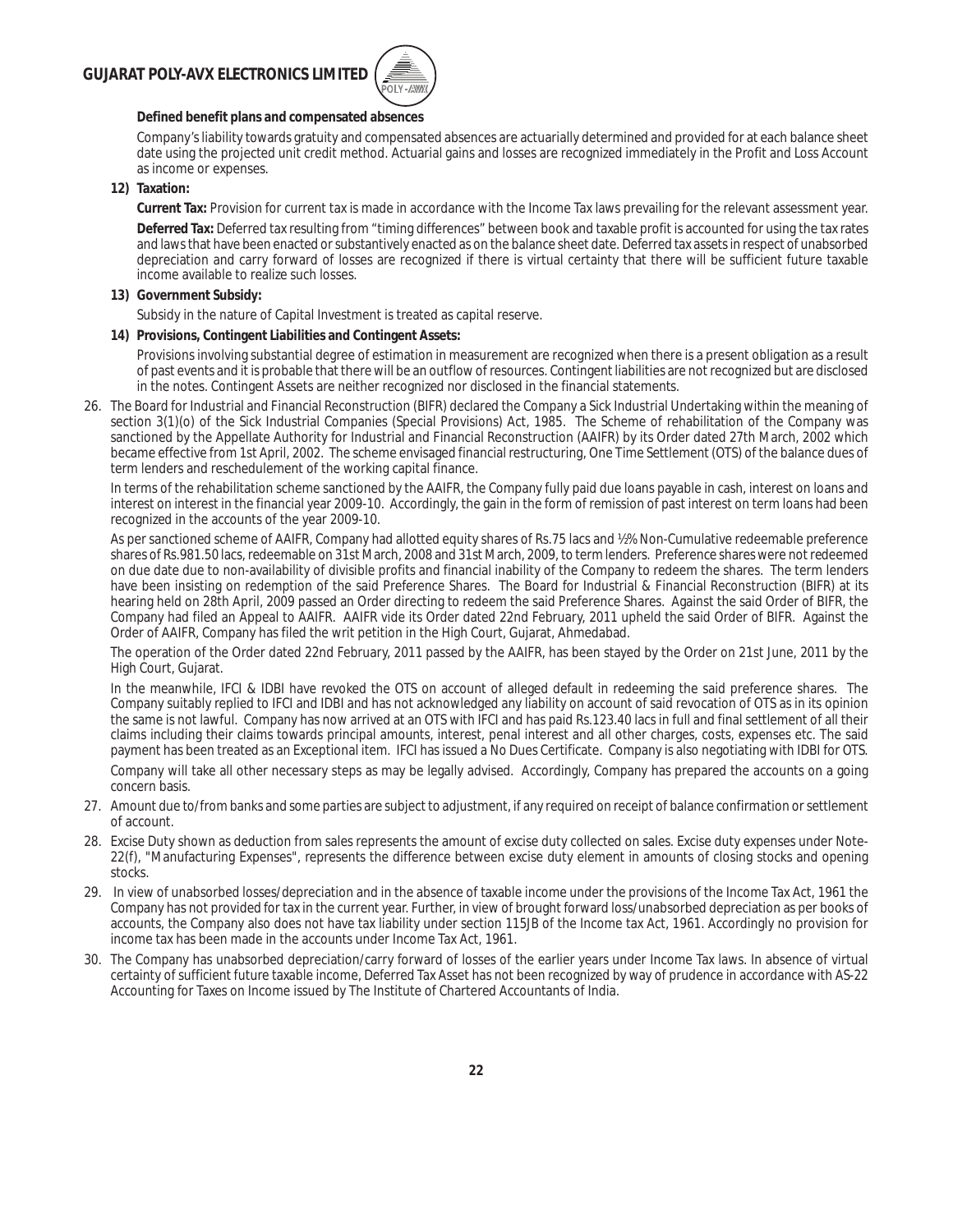**Defined benefit plans and compensated absences**

Company's liability towards gratuity and compensated absences are actuarially determined and provided for at each balance sheet date using the projected unit credit method. Actuarial gains and losses are recognized immediately in the Profit and Loss Account as income or expenses.

**12) Taxation:**

**Current Tax:** Provision for current tax is made in accordance with the Income Tax laws prevailing for the relevant assessment year.

**Deferred Tax:** Deferred tax resulting from "timing differences" between book and taxable profit is accounted for using the tax rates and laws that have been enacted or substantively enacted as on the balance sheet date. Deferred tax assets in respect of unabsorbed depreciation and carry forward of losses are recognized if there is virtual certainty that there will be sufficient future taxable income available to realize such losses.

**13) Government Subsidy:**

Subsidy in the nature of Capital Investment is treated as capital reserve.

**14) Provisions, Contingent Liabilities and Contingent Assets:**

Provisions involving substantial degree of estimation in measurement are recognized when there is a present obligation as a result of past events and it is probable that there will be an outflow of resources. Contingent liabilities are not recognized but are disclosed in the notes. Contingent Assets are neither recognized nor disclosed in the financial statements.

26. The Board for Industrial and Financial Reconstruction (BIFR) declared the Company a Sick Industrial Undertaking within the meaning of section 3(1)(o) of the Sick Industrial Companies (Special Provisions) Act, 1985. The Scheme of rehabilitation of the Company was sanctioned by the Appellate Authority for Industrial and Financial Reconstruction (AAIFR) by its Order dated 27th March, 2002 which became effective from 1st April, 2002. The scheme envisaged financial restructuring, One Time Settlement (OTS) of the balance dues of term lenders and reschedulement of the working capital finance.

    In terms of the rehabilitation scheme sanctioned by the AAIFR, the Company fully paid due loans payable in cash, interest on loans and interest on interest in the financial year 2009-10. Accordingly, the gain in the form of remission of past interest on term loans had been recognized in the accounts of the year 2009-10.

    As per sanctioned scheme of AAIFR, Company had allotted equity shares of Rs.75 lacs and ½% Non-Cumulative redeemable preference shares of Rs.981.50 lacs, redeemable on 31st March, 2008 and 31st March, 2009, to term lenders. Preference shares were not redeemed on due date due to non-availability of divisible profits and financial inability of the Company to redeem the shares. The term lenders have been insisting on redemption of the said Preference Shares. The Board for Industrial & Financial Reconstruction (BIFR) at its hearing held on 28th April, 2009 passed an Order directing to redeem the said Preference Shares. Against the said Order of BIFR, the Company had filed an Appeal to AAIFR. AAIFR vide its Order dated 22nd February, 2011 upheld the said Order of BIFR. Against the Order of AAIFR, Company has filed the writ petition in the High Court, Gujarat, Ahmedabad.

    The operation of the Order dated 22nd February, 2011 passed by the AAIFR, has been stayed by the Order on 21st June, 2011 by the High Court, Gujarat.

    In the meanwhile, IFCI & IDBI have revoked the OTS on account of alleged default in redeeming the said preference shares. The Company suitably replied to IFCI and IDBI and has not acknowledged any liability on account of said revocation of OTS as in its opinion the same is not lawful. Company has now arrived at an OTS with IFCI and has paid Rs.123.40 lacs in full and final settlement of all their claims including their claims towards principal amounts, interest, penal interest and all other charges, costs, expenses etc. The said payment has been treated as an Exceptional item. IFCI has issued a No Dues Certificate. Company is also negotiating with IDBI for OTS.

    Company will take all other necessary steps as may be legally advised. Accordingly, Company has prepared the accounts on a going concern basis.

27. Amount due to/from banks and some parties are subject to adjustment, if any required on receipt of balance confirmation or settlement of account.

28. Excise Duty shown as deduction from sales represents the amount of excise duty collected on sales. Excise duty expenses under Note-22(f), "Manufacturing Expenses", represents the difference between excise duty element in amounts of closing stocks and opening stocks.

29. In view of unabsorbed losses/depreciation and in the absence of taxable income under the provisions of the Income Tax Act, 1961 the Company has not provided for tax in the current year. Further, in view of brought forward loss/unabsorbed depreciation as per books of accounts, the Company also does not have tax liability under section 115JB of the Income tax Act, 1961. Accordingly no provision for income tax has been made in the accounts under Income Tax Act, 1961.

30. The Company has unabsorbed depreciation/carry forward of losses of the earlier years under Income Tax laws. In absence of virtual certainty of sufficient future taxable income, Deferred Tax Asset has not been recognized by way of prudence in accordance with AS-22 Accounting for Taxes on Income issued by The Institute of Chartered Accountants of India.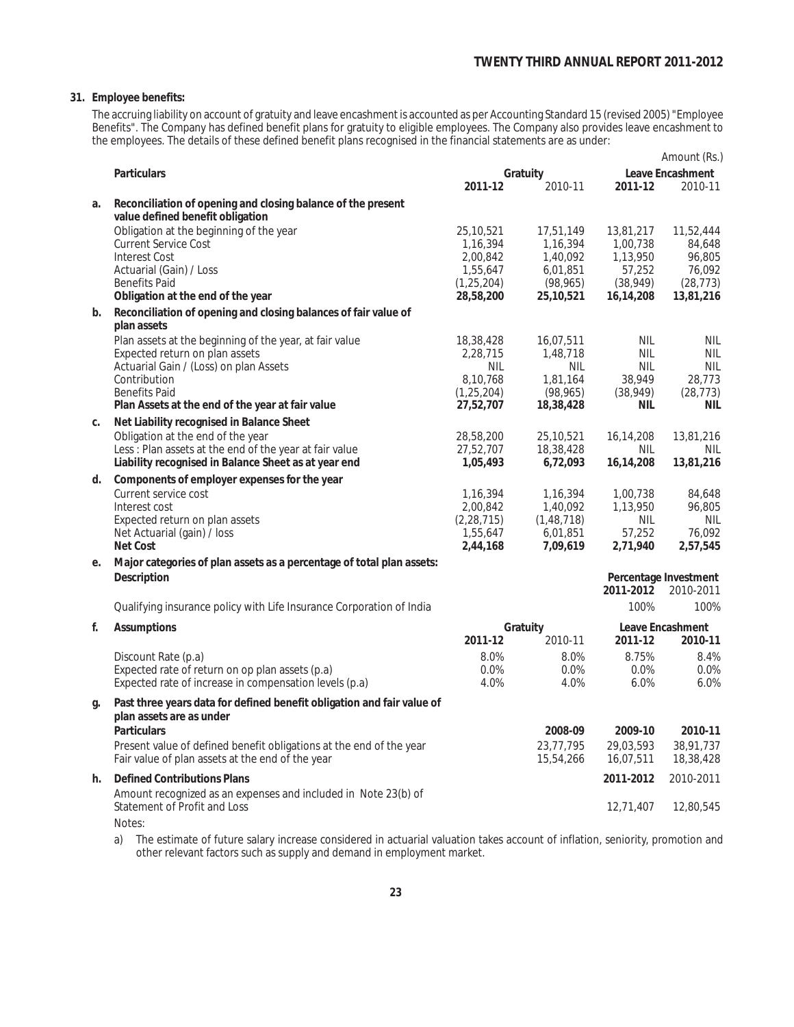## 31. Employee benefits:

The accruing liability on account of gratuity and leave encashment is accounted as per Accounting Standard 15 (revised 2005) "Employee Benefits". The Company has defined benefit plans for gratuity to eligible employees. The Company also provides leave encashment to the employees. The details of these defined benefit plans recognised in the financial statements are as under:

Amount (Rs.)

| | Particulars | Gratuity | | Leave Encashment | |
|---|---|---|---|---|---|
| | | **2011-12** | 2010-11 | **2011-12** | 2010-11 |
| **a.** | **Reconciliation of opening and closing balance of the present value defined benefit obligation** | | | | |
| | Obligation at the beginning of the year | 25,10,521 | 17,51,149 | 13,81,217 | 11,52,444 |
| | Current Service Cost | 1,16,394 | 1,16,394 | 1,00,738 | 84,648 |
| | Interest Cost | 2,00,842 | 1,40,092 | 1,13,950 | 96,805 |
| | Actuarial (Gain) / Loss | 1,55,647 | 6,01,851 | 57,252 | 76,092 |
| | Benefits Paid | (1,25,204) | (98,965) | (38,949) | (28,773) |
| | **Obligation at the end of the year** | **28,58,200** | **25,10,521** | **16,14,208** | **13,81,216** |
| **b.** | **Reconciliation of opening and closing balances of fair value of plan assets** | | | | |
| | Plan assets at the beginning of the year, at fair value | 18,38,428 | 16,07,511 | NIL | NIL |
| | Expected return on plan assets | 2,28,715 | 1,48,718 | NIL | NIL |
| | Actuarial Gain / (Loss) on plan Assets | NIL | NIL | NIL | NIL |
| | Contribution | 8,10,768 | 1,81,164 | 38,949 | 28,773 |
| | Benefits Paid | (1,25,204) | (98,965) | (38,949) | (28,773) |
| | **Plan Assets at the end of the year at fair value** | **27,52,707** | **18,38,428** | **NIL** | **NIL** |
| **c.** | **Net Liability recognised in Balance Sheet** | | | | |
| | Obligation at the end of the year | 28,58,200 | 25,10,521 | 16,14,208 | 13,81,216 |
| | Less : Plan assets at the end of the year at fair value | 27,52,707 | 18,38,428 | NIL | NIL |
| | **Liability recognised in Balance Sheet as at year end** | **1,05,493** | **6,72,093** | **16,14,208** | **13,81,216** |
| **d.** | **Components of employer expenses for the year** | | | | |
| | Current service cost | 1,16,394 | 1,16,394 | 1,00,738 | 84,648 |
| | Interest cost | 2,00,842 | 1,40,092 | 1,13,950 | 96,805 |
| | Expected return on plan assets | (2,28,715) | (1,48,718) | NIL | NIL |
| | Net Actuarial (gain) / loss | 1,55,647 | 6,01,851 | 57,252 | 76,092 |
| | **Net Cost** | **2,44,168** | **7,09,619** | **2,71,940** | **2,57,545** |

**e. Major categories of plan assets as a percentage of total plan assets:**

| Description | Percentage Investment | |
|---|---|---|
| | **2011-2012** | 2010-2011 |
| Qualifying insurance policy with Life Insurance Corporation of India | 100% | 100% |

**f. Assumptions**

| | Gratuity | | Leave Encashment | |
|---|---|---|---|---|
| | **2011-12** | 2010-11 | **2011-12** | **2010-11** |
| Discount Rate (p.a) | 8.0% | 8.0% | 8.75% | 8.4% |
| Expected rate of return on op plan assets (p.a) | 0.0% | 0.0% | 0.0% | 0.0% |
| Expected rate of increase in compensation levels (p.a) | 4.0% | 4.0% | 6.0% | 6.0% |

**g. Past three years data for defined benefit obligation and fair value of plan assets are as under**

| Particulars | 2008-09 | 2009-10 | 2010-11 |
|---|---|---|---|
| Present value of defined benefit obligations at the end of the year | 23,77,795 | 29,03,593 | 38,91,737 |
| Fair value of plan assets at the end of the year | 15,54,266 | 16,07,511 | 18,38,428 |

**h. Defined Contributions Plans**

| | **2011-2012** | 2010-2011 |
|---|---|---|
| Amount recognized as an expenses and included in Note 23(b) of Statement of Profit and Loss | 12,71,407 | 12,80,545 |

Notes:

a) The estimate of future salary increase considered in actuarial valuation takes account of inflation, seniority, promotion and other relevant factors such as supply and demand in employment market.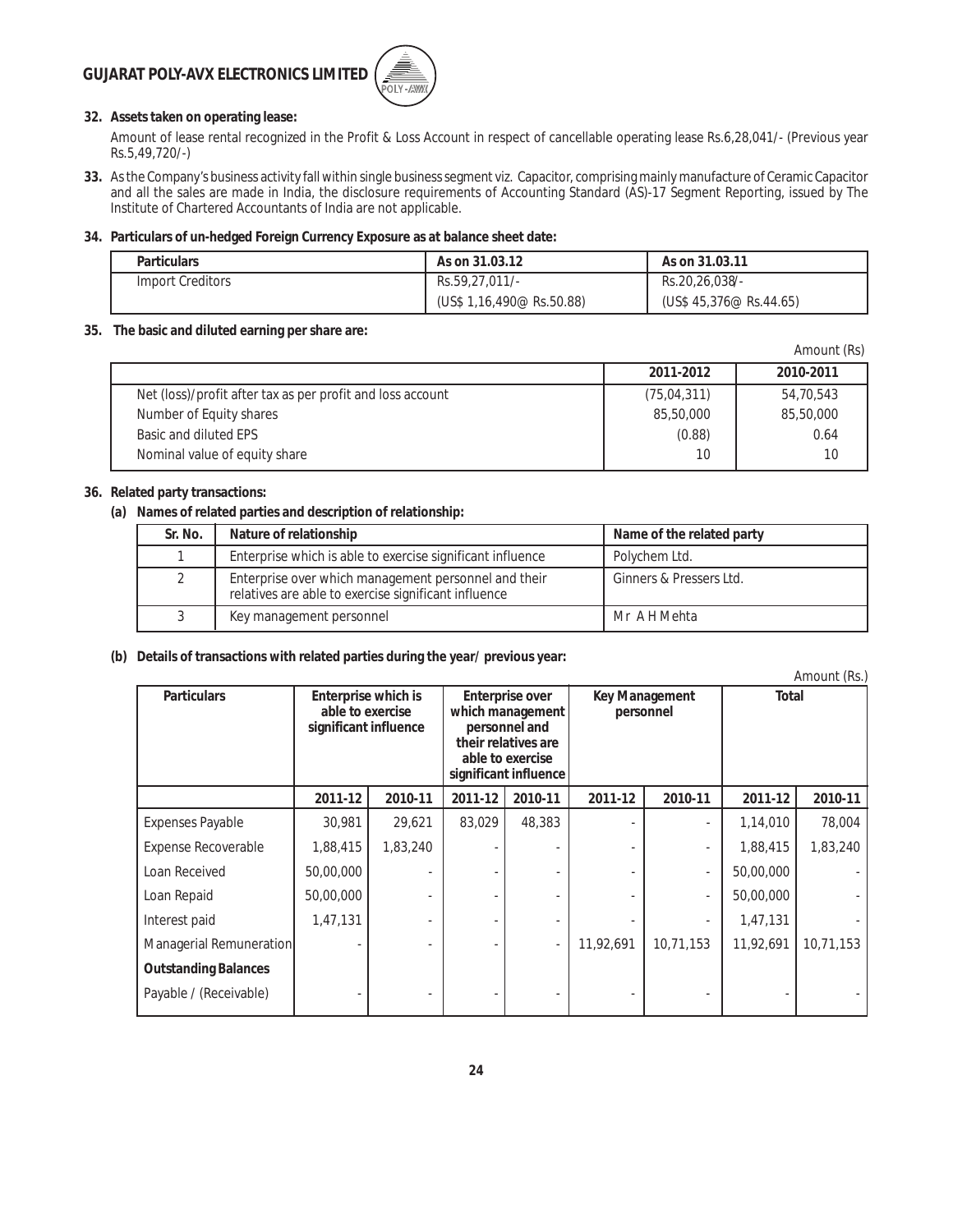**32. Assets taken on operating lease:**

Amount of lease rental recognized in the Profit & Loss Account in respect of cancellable operating lease Rs.6,28,041/- (Previous year Rs.5,49,720/-)

**33.** As the Company's business activity fall within single business segment viz. Capacitor, comprising mainly manufacture of Ceramic Capacitor and all the sales are made in India, the disclosure requirements of Accounting Standard (AS)-17 Segment Reporting, issued by The Institute of Chartered Accountants of India are not applicable.

**34. Particulars of un-hedged Foreign Currency Exposure as at balance sheet date:**

| Particulars | As on 31.03.12 | As on 31.03.11 |
|---|---|---|
| Import Creditors | Rs.59,27,011/-<br>(US$ 1,16,490@ Rs.50.88) | Rs.20,26,038/-<br>(US$ 45,376@ Rs.44.65) |

**35. The basic and diluted earning per share are:**

Amount (Rs)

| | 2011-2012 | 2010-2011 |
|---|---|---|
| Net (loss)/profit after tax as per profit and loss account | (75,04,311) | 54,70,543 |
| Number of Equity shares | 85,50,000 | 85,50,000 |
| Basic and diluted EPS | (0.88) | 0.64 |
| Nominal value of equity share | 10 | 10 |

**36. Related party transactions:**

**(a) Names of related parties and description of relationship:**

| Sr. No. | Nature of relationship | Name of the related party |
|---|---|---|
| 1 | Enterprise which is able to exercise significant influence | Polychem Ltd. |
| 2 | Enterprise over which management personnel and their relatives are able to exercise significant influence | Ginners & Pressers Ltd. |
| 3 | Key management personnel | Mr A H Mehta |

**(b) Details of transactions with related parties during the year/ previous year:**

Amount (Rs.)

| Particulars | Enterprise which is able to exercise significant influence | | Enterprise over which management personnel and their relatives are able to exercise significant influence | | Key Management personnel | | Total | |
|---|---|---|---|---|---|---|---|---|
| | 2011-12 | 2010-11 | 2011-12 | 2010-11 | 2011-12 | 2010-11 | 2011-12 | 2010-11 |
| Expenses Payable | 30,981 | 29,621 | 83,029 | 48,383 | - | - | 1,14,010 | 78,004 |
| Expense Recoverable | 1,88,415 | 1,83,240 | - | - | - | - | 1,88,415 | 1,83,240 |
| Loan Received | 50,00,000 | - | - | - | - | - | 50,00,000 | - |
| Loan Repaid | 50,00,000 | - | - | - | - | - | 50,00,000 | - |
| Interest paid | 1,47,131 | - | - | - | - | - | 1,47,131 | - |
| Managerial Remuneration | - | - | - | - | 11,92,691 | 10,71,153 | 11,92,691 | 10,71,153 |
| **Outstanding Balances** | | | | | | | | |
| Payable / (Receivable) | - | - | - | - | - | - | - | - |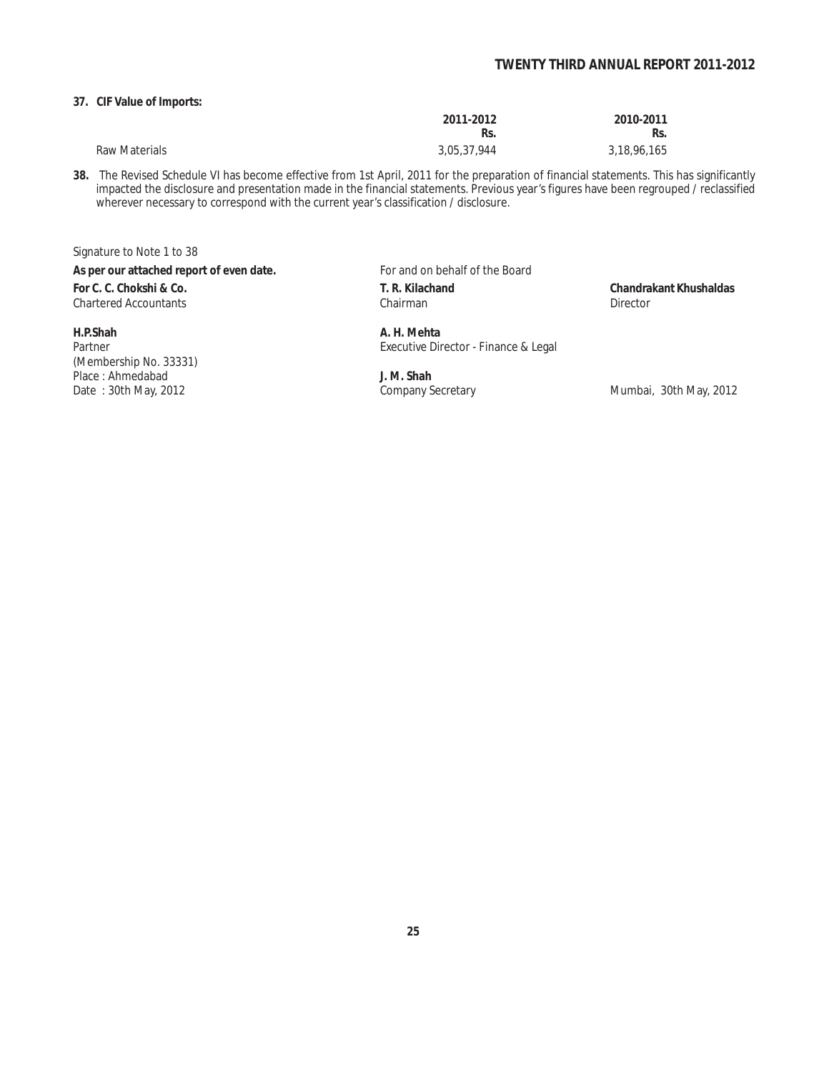**37. CIF Value of Imports:**

| | 2011-2012<br>Rs. | 2010-2011<br>Rs. |
|---|---|---|
| Raw Materials | 3,05,37,944 | 3,18,96,165 |

**38.** The Revised Schedule VI has become effective from 1st April, 2011 for the preparation of financial statements. This has significantly impacted the disclosure and presentation made in the financial statements. Previous year's figures have been regrouped / reclassified wherever necessary to correspond with the current year's classification / disclosure.

Signature to Note 1 to 38

**As per our attached report of even date.**

**For C. C. Chokshi & Co.**
Chartered Accountants

**H.P.Shah**
Partner
(Membership No. 33331)
Place : Ahmedabad
Date : 30th May, 2012

For and on behalf of the Board

**T. R. Kilachand**
Chairman

**Chandrakant Khushaldas**
Director

**A. H. Mehta**
Executive Director - Finance & Legal

**J. M. Shah**
Company Secretary

Mumbai, 30th May, 2012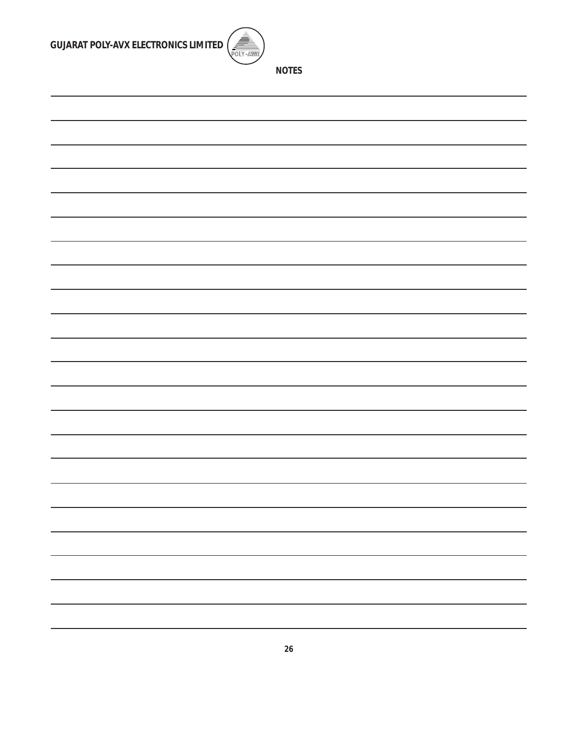# NOTES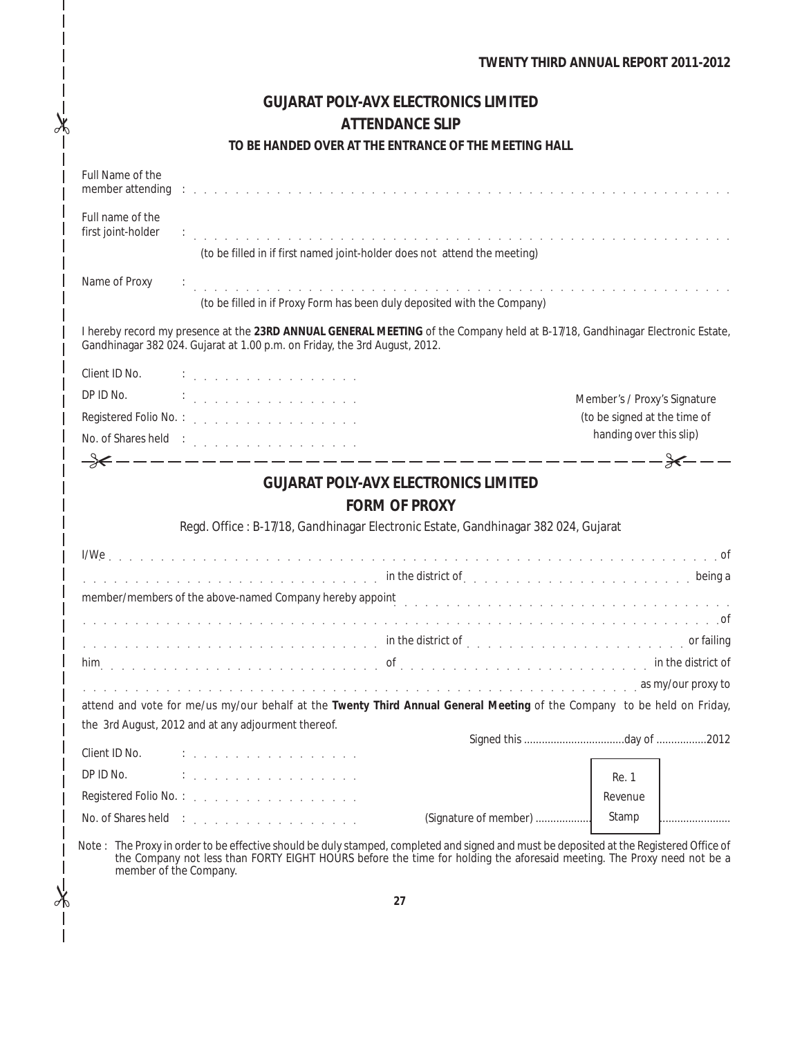# GUJARAT POLY-AVX ELECTRONICS LIMITED

## ATTENDANCE SLIP

**TO BE HANDED OVER AT THE ENTRANCE OF THE MEETING HALL**

Full Name of the member attending : . . . . . . . . . . . . . . . . . . . . . . . . . . . . . . . . . . . . . . . . . . . . . . . . . . . . . .

Full name of the first joint-holder : . . . . . . . . . . . . . . . . . . . . . . . . . . . . . . . . . . . . . . . . . . . . . . . . . . . . . .

(to be filled in if first named joint-holder does not attend the meeting)

Name of Proxy : . . . . . . . . . . . . . . . . . . . . . . . . . . . . . . . . . . . . . . . . . . . . . . . . . . . . . .

(to be filled in if Proxy Form has been duly deposited with the Company)

I hereby record my presence at the **23RD ANNUAL GENERAL MEETING** of the Company held at B-17/18, Gandhinagar Electronic Estate, Gandhinagar 382 024. Gujarat at 1.00 p.m. on Friday, the 3rd August, 2012.

Client ID No. : . . . . . . . . . . . . . . . . .

DP ID No. : . . . . . . . . . . . . . . . . .

Registered Folio No. : . . . . . . . . . . . . . . . . .

No. of Shares held : . . . . . . . . . . . . . . . . .

Member's / Proxy's Signature
(to be signed at the time of handing over this slip)

---

# GUJARAT POLY-AVX ELECTRONICS LIMITED

## FORM OF PROXY

Regd. Office : B-17/18, Gandhinagar Electronic Estate, Gandhinagar 382 024, Gujarat

I/We . . . . . . . . . . . . . . . . . . . . . . . . . . . . . . . . . . . . . . . . . . . . . . . . . . . . . . of . . . . . . . . . . . . . . . . . . . . . . . . . . . . . . . in the district of . . . . . . . . . . . . . . . . . . . . . . . being a member/members of the above-named Company hereby appoint . . . . . . . . . . . . . . . . . . . . . . . . . . . . . . . . . . . . . . . . . . . . . . . . . . . . . . . . . . . . . . . . . . . . . . . . . . . . . . . . . . . . . . . . . . of . . . . . . . . . . . . . . . . . . . . . . . . . . . . . . . in the district of . . . . . . . . . . . . . . . . . . . . . . . or failing him . . . . . . . . . . . . . . . . . . . . . . . . . . . of . . . . . . . . . . . . . . . . . . . . . . . . . . . in the district of . . . . . . . . . . . . . . . . . . . . . . . . . . . . . . . . . . . . . . . . . . . . . . . . . . . . . . . . . . . . . as my/our proxy to attend and vote for me/us my/our behalf at the **Twenty Third Annual General Meeting** of the Company to be held on Friday, the 3rd August, 2012 and at any adjourment thereof.

Signed this ..................................day of .................2012

Client ID No. : . . . . . . . . . . . . . . . . .

DP ID No. : . . . . . . . . . . . . . . . . .

Registered Folio No. : . . . . . . . . . . . . . . . . .

No. of Shares held : . . . . . . . . . . . . . . . . .

(Signature of member) .................. Re. 1 Revenue Stamp ........................

Note : The Proxy in order to be effective should be duly stamped, completed and signed and must be deposited at the Registered Office of the Company not less than FORTY EIGHT HOURS before the time for holding the aforesaid meeting. The Proxy need not be a member of the Company.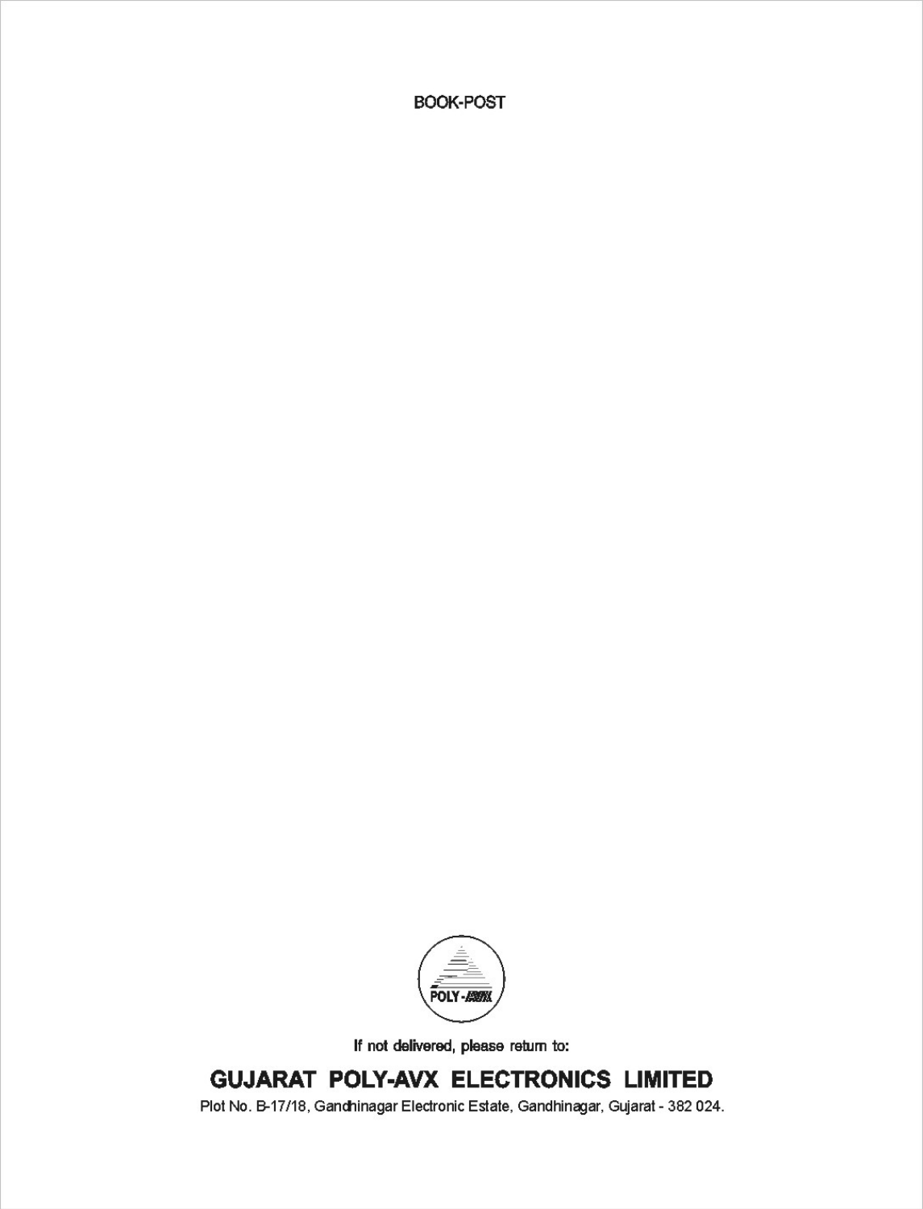BOOK-POST

POLY-AVX

If not delivered, please return to:

**GUJARAT POLY-AVX ELECTRONICS LIMITED**

Plot No. B-17/18, Gandhinagar Electronic Estate, Gandhinagar, Gujarat - 382 024.